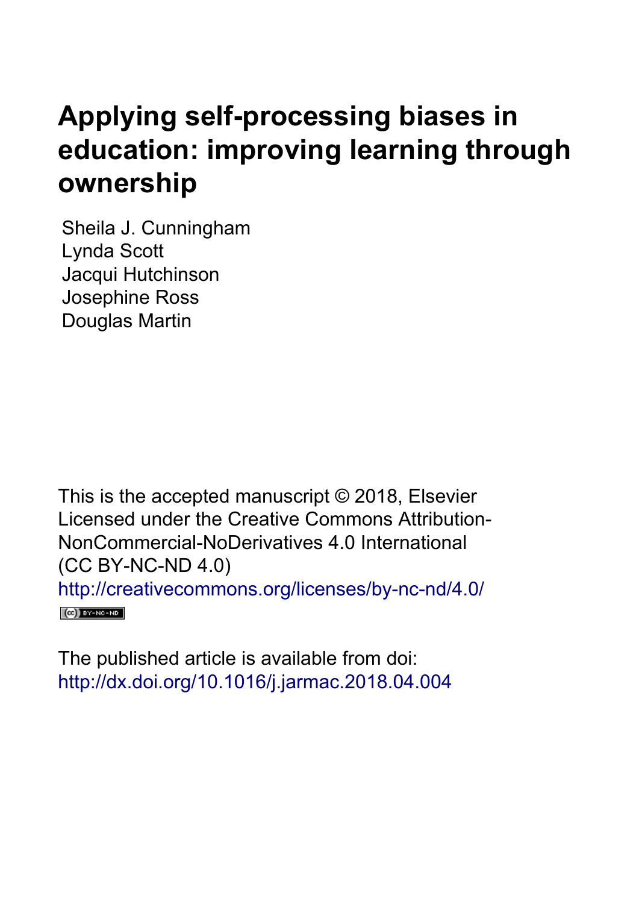# Applying self-processing biases in education: improving learning through ownership

Sheila J. Cunningham
Lynda Scott
Jacqui Hutchinson
Josephine Ross
Douglas Martin

This is the accepted manuscript © 2018, Elsevier
Licensed under the Creative Commons Attribution-NonCommercial-NoDerivatives 4.0 International
(CC BY-NC-ND 4.0)
http://creativecommons.org/licenses/by-nc-nd/4.0/

The published article is available from doi:
http://dx.doi.org/10.1016/j.jarmac.2018.04.004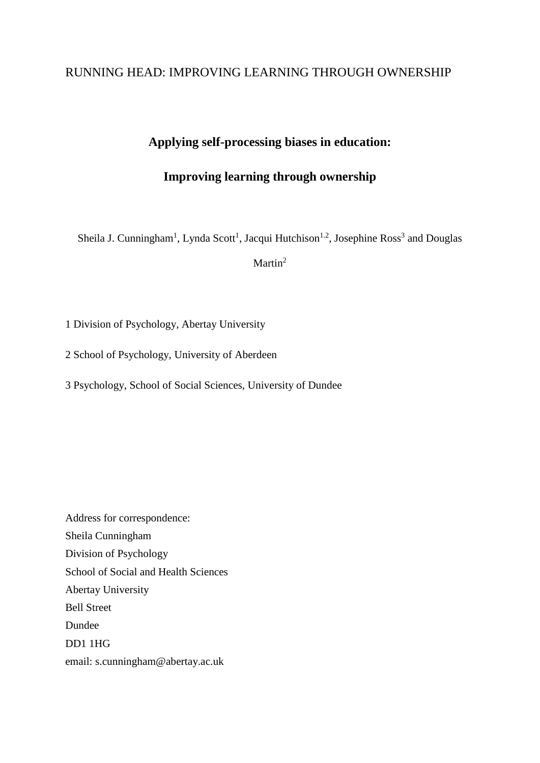RUNNING HEAD: IMPROVING LEARNING THROUGH OWNERSHIP

# Applying self-processing biases in education:

# Improving learning through ownership

Sheila J. Cunningham[1], Lynda Scott[1], Jacqui Hutchison[1.2], Josephine Ross[3] and Douglas Martin[2]

1 Division of Psychology, Abertay University

2 School of Psychology, University of Aberdeen

3 Psychology, School of Social Sciences, University of Dundee

Address for correspondence:
Sheila Cunningham
Division of Psychology
School of Social and Health Sciences
Abertay University
Bell Street
Dundee
DD1 1HG
email: s.cunningham@abertay.ac.uk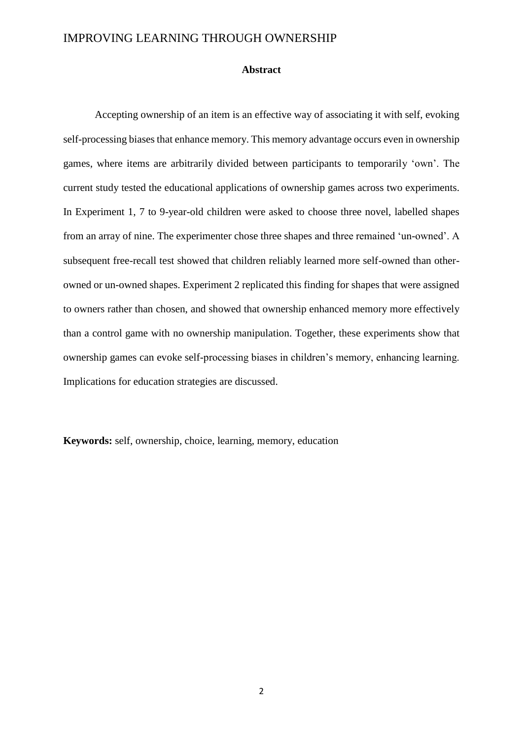## Abstract

Accepting ownership of an item is an effective way of associating it with self, evoking self-processing biases that enhance memory. This memory advantage occurs even in ownership games, where items are arbitrarily divided between participants to temporarily 'own'. The current study tested the educational applications of ownership games across two experiments. In Experiment 1, 7 to 9-year-old children were asked to choose three novel, labelled shapes from an array of nine. The experimenter chose three shapes and three remained 'un-owned'. A subsequent free-recall test showed that children reliably learned more self-owned than other-owned or un-owned shapes. Experiment 2 replicated this finding for shapes that were assigned to owners rather than chosen, and showed that ownership enhanced memory more effectively than a control game with no ownership manipulation. Together, these experiments show that ownership games can evoke self-processing biases in children's memory, enhancing learning. Implications for education strategies are discussed.

**Keywords:** self, ownership, choice, learning, memory, education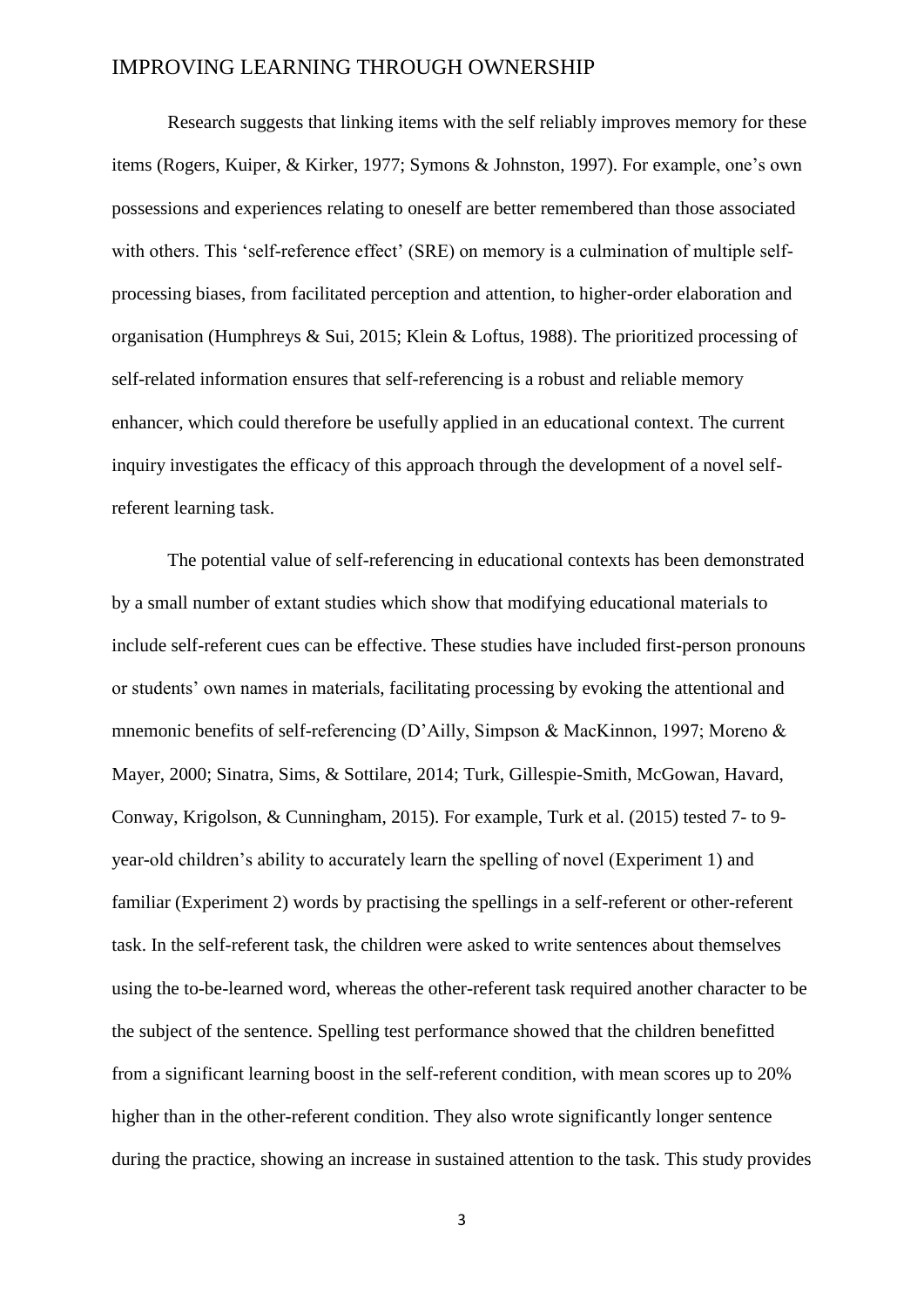Research suggests that linking items with the self reliably improves memory for these items (Rogers, Kuiper, & Kirker, 1977; Symons & Johnston, 1997). For example, one's own possessions and experiences relating to oneself are better remembered than those associated with others. This 'self-reference effect' (SRE) on memory is a culmination of multiple self-processing biases, from facilitated perception and attention, to higher-order elaboration and organisation (Humphreys & Sui, 2015; Klein & Loftus, 1988). The prioritized processing of self-related information ensures that self-referencing is a robust and reliable memory enhancer, which could therefore be usefully applied in an educational context. The current inquiry investigates the efficacy of this approach through the development of a novel self-referent learning task.

The potential value of self-referencing in educational contexts has been demonstrated by a small number of extant studies which show that modifying educational materials to include self-referent cues can be effective. These studies have included first-person pronouns or students' own names in materials, facilitating processing by evoking the attentional and mnemonic benefits of self-referencing (D'Ailly, Simpson & MacKinnon, 1997; Moreno & Mayer, 2000; Sinatra, Sims, & Sottilare, 2014; Turk, Gillespie-Smith, McGowan, Havard, Conway, Krigolson, & Cunningham, 2015). For example, Turk et al. (2015) tested 7- to 9-year-old children's ability to accurately learn the spelling of novel (Experiment 1) and familiar (Experiment 2) words by practising the spellings in a self-referent or other-referent task. In the self-referent task, the children were asked to write sentences about themselves using the to-be-learned word, whereas the other-referent task required another character to be the subject of the sentence. Spelling test performance showed that the children benefitted from a significant learning boost in the self-referent condition, with mean scores up to 20% higher than in the other-referent condition. They also wrote significantly longer sentence during the practice, showing an increase in sustained attention to the task. This study provides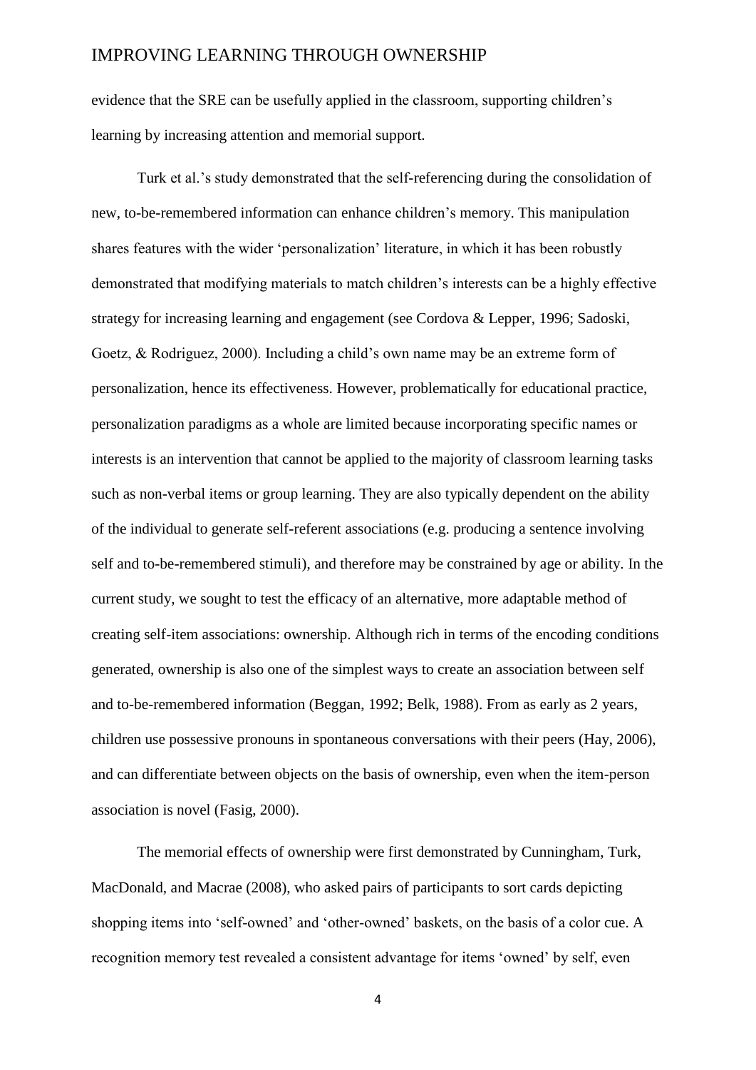evidence that the SRE can be usefully applied in the classroom, supporting children's learning by increasing attention and memorial support.

Turk et al.'s study demonstrated that the self-referencing during the consolidation of new, to-be-remembered information can enhance children's memory. This manipulation shares features with the wider 'personalization' literature, in which it has been robustly demonstrated that modifying materials to match children's interests can be a highly effective strategy for increasing learning and engagement (see Cordova & Lepper, 1996; Sadoski, Goetz, & Rodriguez, 2000). Including a child's own name may be an extreme form of personalization, hence its effectiveness. However, problematically for educational practice, personalization paradigms as a whole are limited because incorporating specific names or interests is an intervention that cannot be applied to the majority of classroom learning tasks such as non-verbal items or group learning. They are also typically dependent on the ability of the individual to generate self-referent associations (e.g. producing a sentence involving self and to-be-remembered stimuli), and therefore may be constrained by age or ability. In the current study, we sought to test the efficacy of an alternative, more adaptable method of creating self-item associations: ownership. Although rich in terms of the encoding conditions generated, ownership is also one of the simplest ways to create an association between self and to-be-remembered information (Beggan, 1992; Belk, 1988). From as early as 2 years, children use possessive pronouns in spontaneous conversations with their peers (Hay, 2006), and can differentiate between objects on the basis of ownership, even when the item-person association is novel (Fasig, 2000).

The memorial effects of ownership were first demonstrated by Cunningham, Turk, MacDonald, and Macrae (2008), who asked pairs of participants to sort cards depicting shopping items into 'self-owned' and 'other-owned' baskets, on the basis of a color cue. A recognition memory test revealed a consistent advantage for items 'owned' by self, even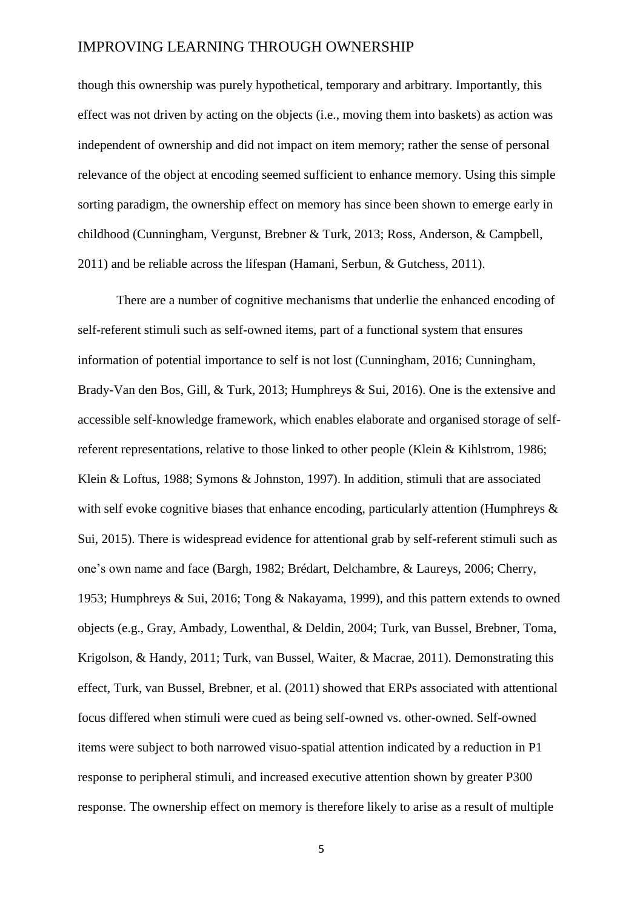though this ownership was purely hypothetical, temporary and arbitrary. Importantly, this effect was not driven by acting on the objects (i.e., moving them into baskets) as action was independent of ownership and did not impact on item memory; rather the sense of personal relevance of the object at encoding seemed sufficient to enhance memory. Using this simple sorting paradigm, the ownership effect on memory has since been shown to emerge early in childhood (Cunningham, Vergunst, Brebner & Turk, 2013; Ross, Anderson, & Campbell, 2011) and be reliable across the lifespan (Hamani, Serbun, & Gutchess, 2011).

There are a number of cognitive mechanisms that underlie the enhanced encoding of self-referent stimuli such as self-owned items, part of a functional system that ensures information of potential importance to self is not lost (Cunningham, 2016; Cunningham, Brady-Van den Bos, Gill, & Turk, 2013; Humphreys & Sui, 2016). One is the extensive and accessible self-knowledge framework, which enables elaborate and organised storage of self-referent representations, relative to those linked to other people (Klein & Kihlstrom, 1986; Klein & Loftus, 1988; Symons & Johnston, 1997). In addition, stimuli that are associated with self evoke cognitive biases that enhance encoding, particularly attention (Humphreys & Sui, 2015). There is widespread evidence for attentional grab by self-referent stimuli such as one's own name and face (Bargh, 1982; Brédart, Delchambre, & Laureys, 2006; Cherry, 1953; Humphreys & Sui, 2016; Tong & Nakayama, 1999), and this pattern extends to owned objects (e.g., Gray, Ambady, Lowenthal, & Deldin, 2004; Turk, van Bussel, Brebner, Toma, Krigolson, & Handy, 2011; Turk, van Bussel, Waiter, & Macrae, 2011). Demonstrating this effect, Turk, van Bussel, Brebner, et al. (2011) showed that ERPs associated with attentional focus differed when stimuli were cued as being self-owned vs. other-owned. Self-owned items were subject to both narrowed visuo-spatial attention indicated by a reduction in P1 response to peripheral stimuli, and increased executive attention shown by greater P300 response. The ownership effect on memory is therefore likely to arise as a result of multiple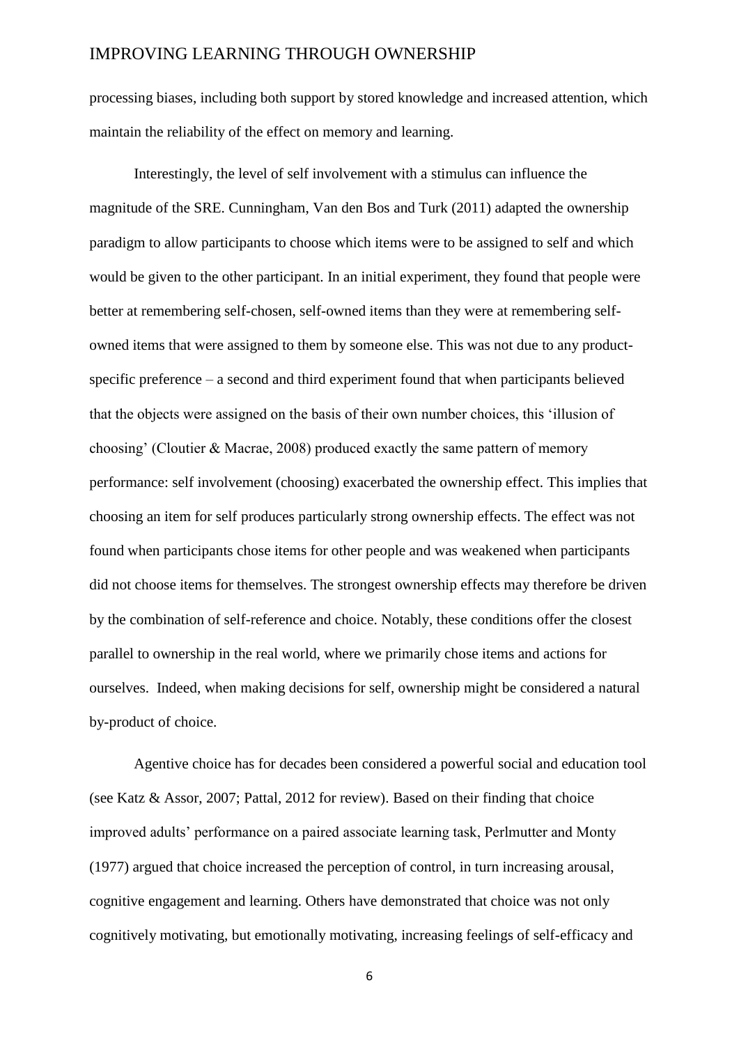processing biases, including both support by stored knowledge and increased attention, which maintain the reliability of the effect on memory and learning.

Interestingly, the level of self involvement with a stimulus can influence the magnitude of the SRE. Cunningham, Van den Bos and Turk (2011) adapted the ownership paradigm to allow participants to choose which items were to be assigned to self and which would be given to the other participant. In an initial experiment, they found that people were better at remembering self-chosen, self-owned items than they were at remembering self-owned items that were assigned to them by someone else. This was not due to any product-specific preference – a second and third experiment found that when participants believed that the objects were assigned on the basis of their own number choices, this 'illusion of choosing' (Cloutier & Macrae, 2008) produced exactly the same pattern of memory performance: self involvement (choosing) exacerbated the ownership effect. This implies that choosing an item for self produces particularly strong ownership effects. The effect was not found when participants chose items for other people and was weakened when participants did not choose items for themselves. The strongest ownership effects may therefore be driven by the combination of self-reference and choice. Notably, these conditions offer the closest parallel to ownership in the real world, where we primarily chose items and actions for ourselves. Indeed, when making decisions for self, ownership might be considered a natural by-product of choice.

Agentive choice has for decades been considered a powerful social and education tool (see Katz & Assor, 2007; Pattal, 2012 for review). Based on their finding that choice improved adults' performance on a paired associate learning task, Perlmutter and Monty (1977) argued that choice increased the perception of control, in turn increasing arousal, cognitive engagement and learning. Others have demonstrated that choice was not only cognitively motivating, but emotionally motivating, increasing feelings of self-efficacy and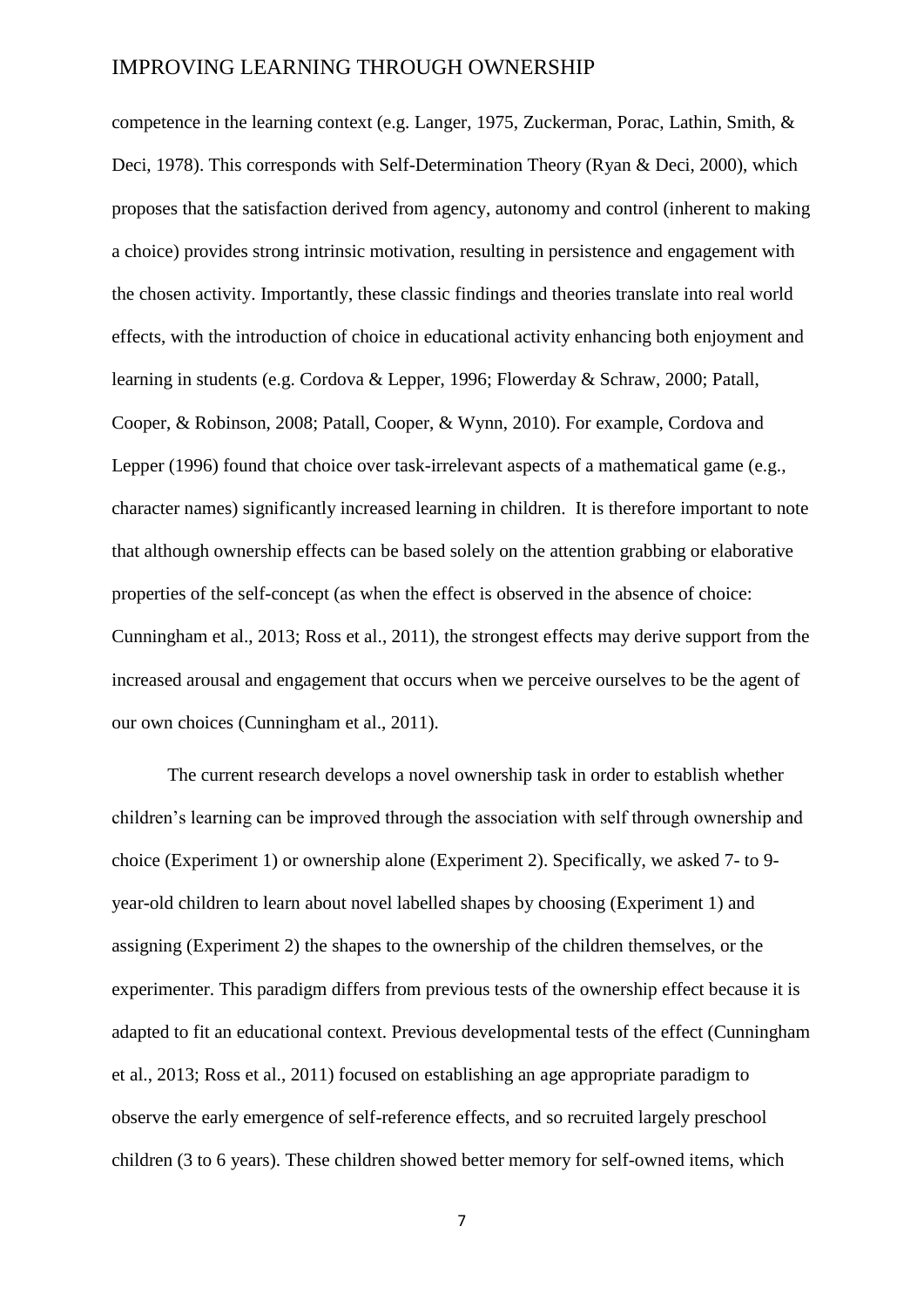competence in the learning context (e.g. Langer, 1975, Zuckerman, Porac, Lathin, Smith, & Deci, 1978). This corresponds with Self-Determination Theory (Ryan & Deci, 2000), which proposes that the satisfaction derived from agency, autonomy and control (inherent to making a choice) provides strong intrinsic motivation, resulting in persistence and engagement with the chosen activity. Importantly, these classic findings and theories translate into real world effects, with the introduction of choice in educational activity enhancing both enjoyment and learning in students (e.g. Cordova & Lepper, 1996; Flowerday & Schraw, 2000; Patall, Cooper, & Robinson, 2008; Patall, Cooper, & Wynn, 2010). For example, Cordova and Lepper (1996) found that choice over task-irrelevant aspects of a mathematical game (e.g., character names) significantly increased learning in children. It is therefore important to note that although ownership effects can be based solely on the attention grabbing or elaborative properties of the self-concept (as when the effect is observed in the absence of choice: Cunningham et al., 2013; Ross et al., 2011), the strongest effects may derive support from the increased arousal and engagement that occurs when we perceive ourselves to be the agent of our own choices (Cunningham et al., 2011).

The current research develops a novel ownership task in order to establish whether children's learning can be improved through the association with self through ownership and choice (Experiment 1) or ownership alone (Experiment 2). Specifically, we asked 7- to 9-year-old children to learn about novel labelled shapes by choosing (Experiment 1) and assigning (Experiment 2) the shapes to the ownership of the children themselves, or the experimenter. This paradigm differs from previous tests of the ownership effect because it is adapted to fit an educational context. Previous developmental tests of the effect (Cunningham et al., 2013; Ross et al., 2011) focused on establishing an age appropriate paradigm to observe the early emergence of self-reference effects, and so recruited largely preschool children (3 to 6 years). These children showed better memory for self-owned items, which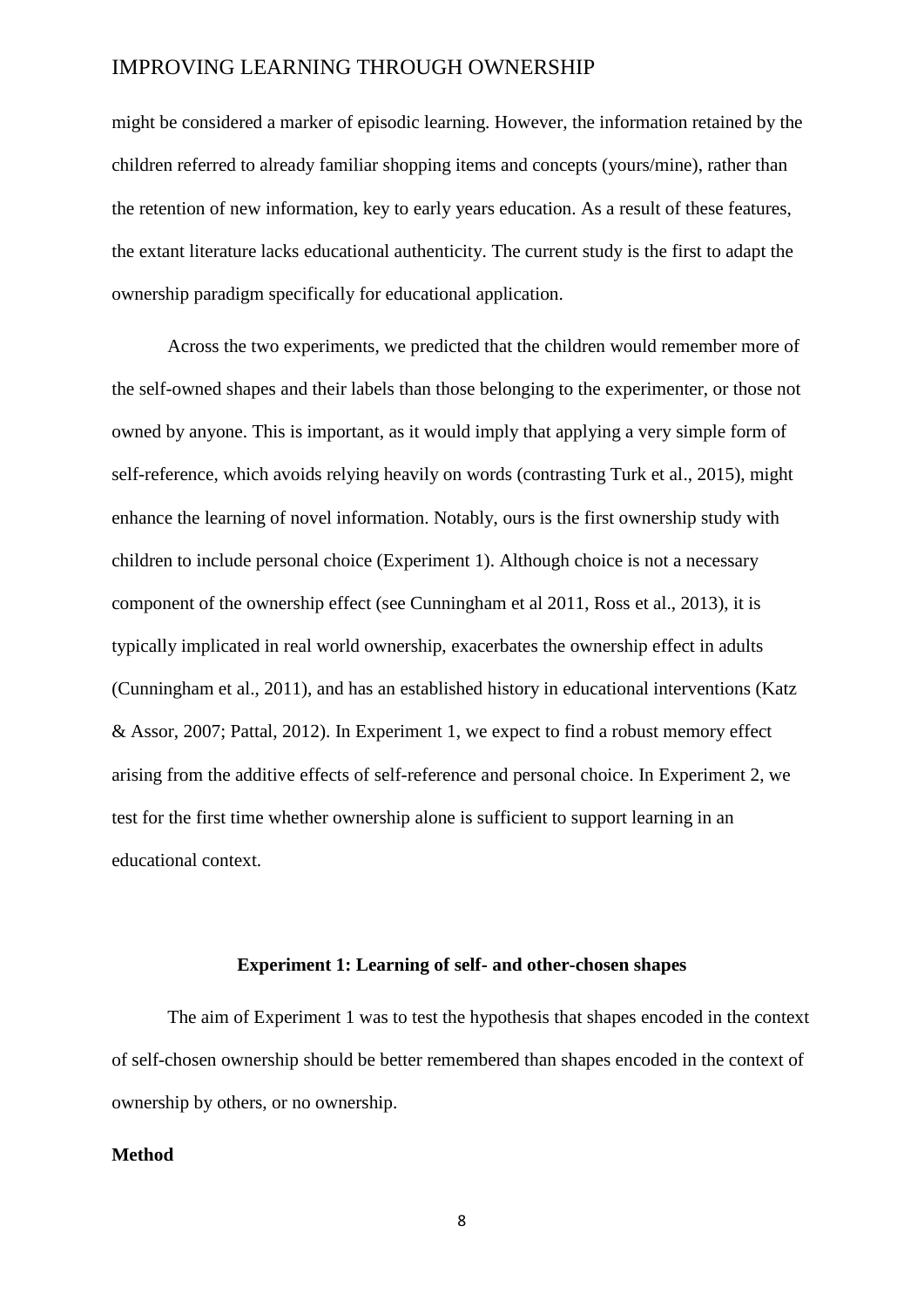might be considered a marker of episodic learning. However, the information retained by the children referred to already familiar shopping items and concepts (yours/mine), rather than the retention of new information, key to early years education. As a result of these features, the extant literature lacks educational authenticity. The current study is the first to adapt the ownership paradigm specifically for educational application.

Across the two experiments, we predicted that the children would remember more of the self-owned shapes and their labels than those belonging to the experimenter, or those not owned by anyone. This is important, as it would imply that applying a very simple form of self-reference, which avoids relying heavily on words (contrasting Turk et al., 2015), might enhance the learning of novel information. Notably, ours is the first ownership study with children to include personal choice (Experiment 1). Although choice is not a necessary component of the ownership effect (see Cunningham et al 2011, Ross et al., 2013), it is typically implicated in real world ownership, exacerbates the ownership effect in adults (Cunningham et al., 2011), and has an established history in educational interventions (Katz & Assor, 2007; Pattal, 2012). In Experiment 1, we expect to find a robust memory effect arising from the additive effects of self-reference and personal choice. In Experiment 2, we test for the first time whether ownership alone is sufficient to support learning in an educational context.

## Experiment 1: Learning of self- and other-chosen shapes

The aim of Experiment 1 was to test the hypothesis that shapes encoded in the context of self-chosen ownership should be better remembered than shapes encoded in the context of ownership by others, or no ownership.

### Method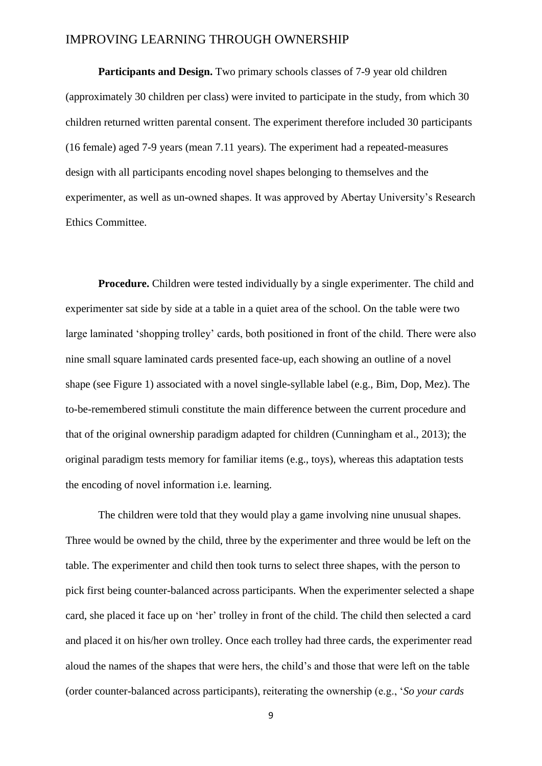**Participants and Design.** Two primary schools classes of 7-9 year old children (approximately 30 children per class) were invited to participate in the study, from which 30 children returned written parental consent. The experiment therefore included 30 participants (16 female) aged 7-9 years (mean 7.11 years). The experiment had a repeated-measures design with all participants encoding novel shapes belonging to themselves and the experimenter, as well as un-owned shapes. It was approved by Abertay University's Research Ethics Committee.

**Procedure.** Children were tested individually by a single experimenter. The child and experimenter sat side by side at a table in a quiet area of the school. On the table were two large laminated 'shopping trolley' cards, both positioned in front of the child. There were also nine small square laminated cards presented face-up, each showing an outline of a novel shape (see Figure 1) associated with a novel single-syllable label (e.g., Bim, Dop, Mez). The to-be-remembered stimuli constitute the main difference between the current procedure and that of the original ownership paradigm adapted for children (Cunningham et al., 2013); the original paradigm tests memory for familiar items (e.g., toys), whereas this adaptation tests the encoding of novel information i.e. learning.

The children were told that they would play a game involving nine unusual shapes. Three would be owned by the child, three by the experimenter and three would be left on the table. The experimenter and child then took turns to select three shapes, with the person to pick first being counter-balanced across participants. When the experimenter selected a shape card, she placed it face up on 'her' trolley in front of the child. The child then selected a card and placed it on his/her own trolley. Once each trolley had three cards, the experimenter read aloud the names of the shapes that were hers, the child's and those that were left on the table (order counter-balanced across participants), reiterating the ownership (e.g., '*So your cards*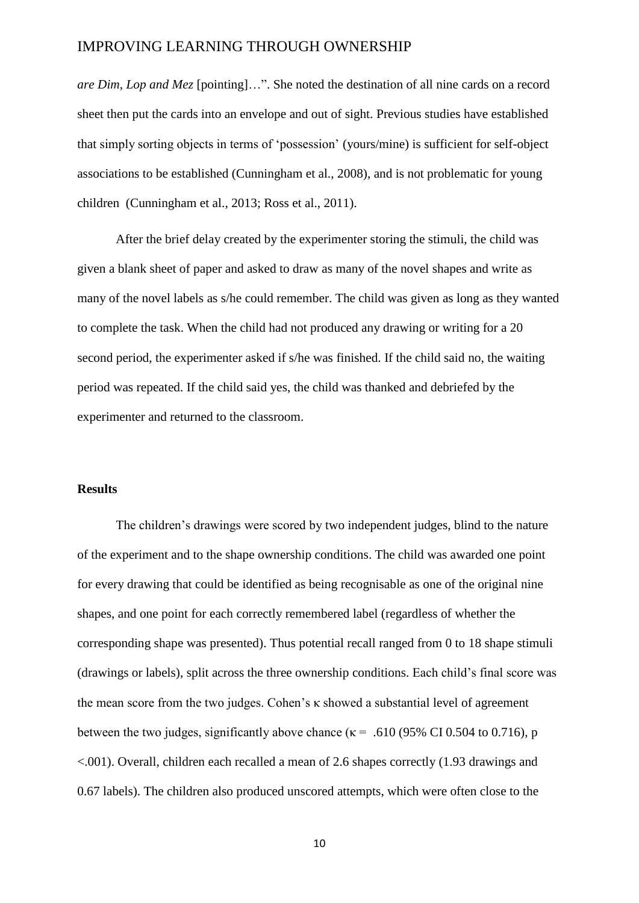*are Dim, Lop and Mez* [pointing]…". She noted the destination of all nine cards on a record sheet then put the cards into an envelope and out of sight. Previous studies have established that simply sorting objects in terms of 'possession' (yours/mine) is sufficient for self-object associations to be established (Cunningham et al., 2008), and is not problematic for young children (Cunningham et al., 2013; Ross et al., 2011).

After the brief delay created by the experimenter storing the stimuli, the child was given a blank sheet of paper and asked to draw as many of the novel shapes and write as many of the novel labels as s/he could remember. The child was given as long as they wanted to complete the task. When the child had not produced any drawing or writing for a 20 second period, the experimenter asked if s/he was finished. If the child said no, the waiting period was repeated. If the child said yes, the child was thanked and debriefed by the experimenter and returned to the classroom.

## Results

The children's drawings were scored by two independent judges, blind to the nature of the experiment and to the shape ownership conditions. The child was awarded one point for every drawing that could be identified as being recognisable as one of the original nine shapes, and one point for each correctly remembered label (regardless of whether the corresponding shape was presented). Thus potential recall ranged from 0 to 18 shape stimuli (drawings or labels), split across the three ownership conditions. Each child's final score was the mean score from the two judges. Cohen's κ showed a substantial level of agreement between the two judges, significantly above chance ($\kappa = .610$ (95% CI 0.504 to 0.716), $p < .001$). Overall, children each recalled a mean of 2.6 shapes correctly (1.93 drawings and 0.67 labels). The children also produced unscored attempts, which were often close to the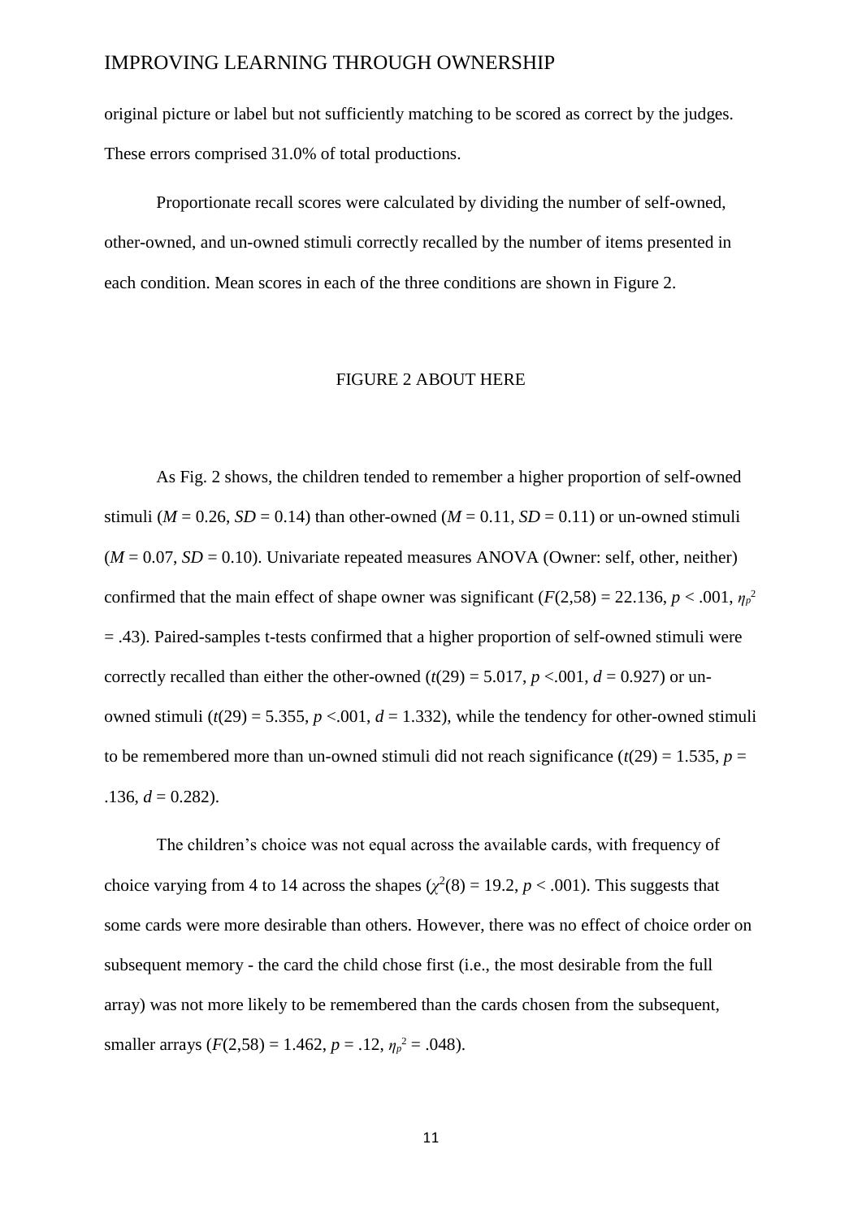original picture or label but not sufficiently matching to be scored as correct by the judges. These errors comprised 31.0% of total productions.

Proportionate recall scores were calculated by dividing the number of self-owned, other-owned, and un-owned stimuli correctly recalled by the number of items presented in each condition. Mean scores in each of the three conditions are shown in Figure 2.

FIGURE 2 ABOUT HERE

As Fig. 2 shows, the children tended to remember a higher proportion of self-owned stimuli ($M = 0.26$, $SD = 0.14$) than other-owned ($M = 0.11$, $SD = 0.11$) or un-owned stimuli ($M = 0.07$, $SD = 0.10$). Univariate repeated measures ANOVA (Owner: self, other, neither) confirmed that the main effect of shape owner was significant ($F(2,58) = 22.136$, $p < .001$, $\eta_p^2 = .43$). Paired-samples t-tests confirmed that a higher proportion of self-owned stimuli were correctly recalled than either the other-owned ($t(29) = 5.017$, $p < .001$, $d = 0.927$) or un-owned stimuli ($t(29) = 5.355$, $p < .001$, $d = 1.332$), while the tendency for other-owned stimuli to be remembered more than un-owned stimuli did not reach significance ($t(29) = 1.535$, $p = .136$, $d = 0.282$).

The children's choice was not equal across the available cards, with frequency of choice varying from 4 to 14 across the shapes ($\chi^2(8) = 19.2$, $p < .001$). This suggests that some cards were more desirable than others. However, there was no effect of choice order on subsequent memory - the card the child chose first (i.e., the most desirable from the full array) was not more likely to be remembered than the cards chosen from the subsequent, smaller arrays ($F(2,58) = 1.462$, $p = .12$, $\eta_p^2 = .048$).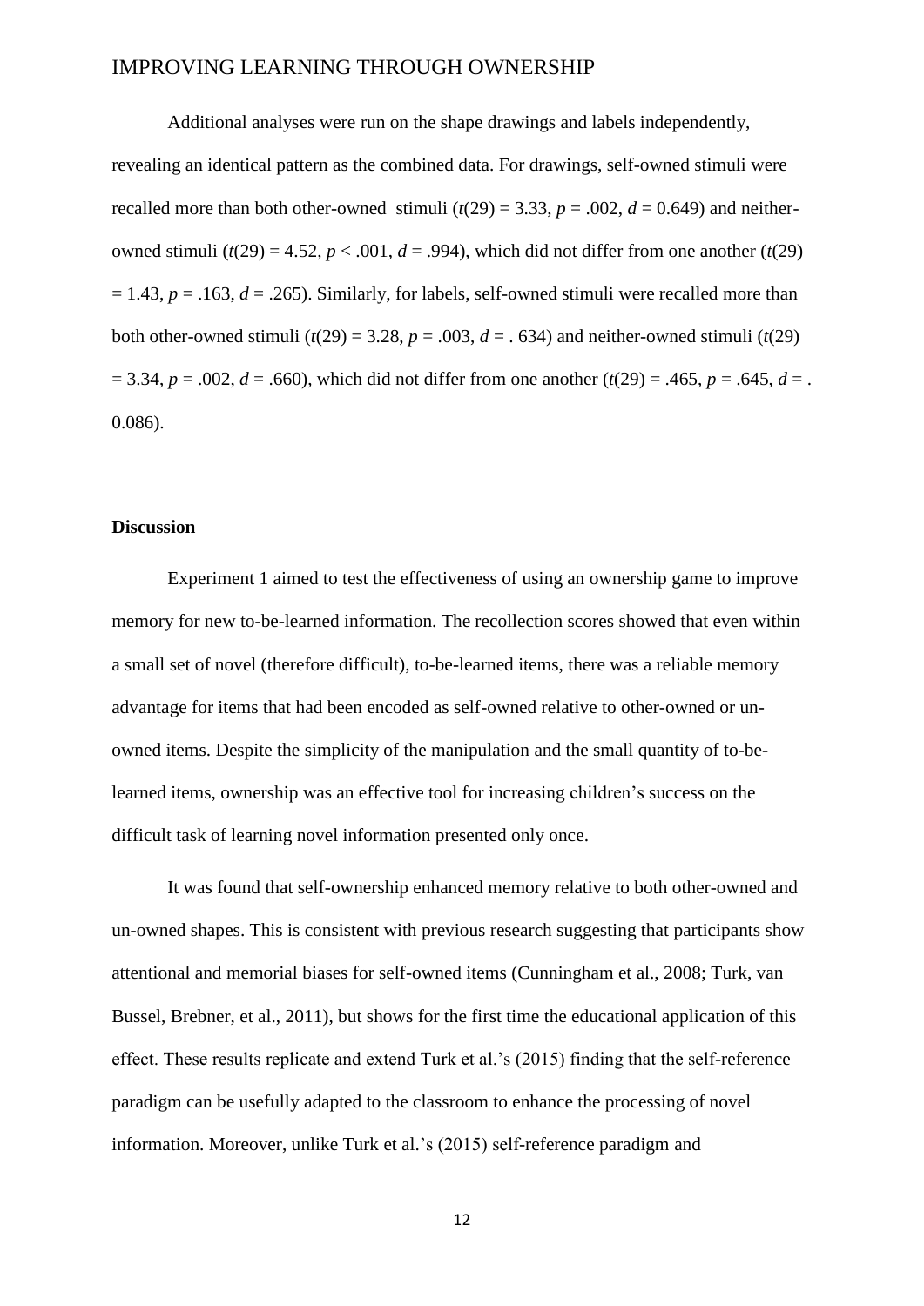Additional analyses were run on the shape drawings and labels independently, revealing an identical pattern as the combined data. For drawings, self-owned stimuli were recalled more than both other-owned stimuli ($t(29) = 3.33$, $p = .002$, $d = 0.649$) and neither-owned stimuli ($t(29) = 4.52$, $p < .001$, $d = .994$), which did not differ from one another ($t(29) = 1.43$, $p = .163$, $d = .265$). Similarly, for labels, self-owned stimuli were recalled more than both other-owned stimuli ($t(29) = 3.28$, $p = .003$, $d = .634$) and neither-owned stimuli ($t(29) = 3.34$, $p = .002$, $d = .660$), which did not differ from one another ($t(29) = .465$, $p = .645$, $d = .$ 0.086).

### Discussion

Experiment 1 aimed to test the effectiveness of using an ownership game to improve memory for new to-be-learned information. The recollection scores showed that even within a small set of novel (therefore difficult), to-be-learned items, there was a reliable memory advantage for items that had been encoded as self-owned relative to other-owned or un-owned items. Despite the simplicity of the manipulation and the small quantity of to-be-learned items, ownership was an effective tool for increasing children's success on the difficult task of learning novel information presented only once.

It was found that self-ownership enhanced memory relative to both other-owned and un-owned shapes. This is consistent with previous research suggesting that participants show attentional and memorial biases for self-owned items (Cunningham et al., 2008; Turk, van Bussel, Brebner, et al., 2011), but shows for the first time the educational application of this effect. These results replicate and extend Turk et al.'s (2015) finding that the self-reference paradigm can be usefully adapted to the classroom to enhance the processing of novel information. Moreover, unlike Turk et al.'s (2015) self-reference paradigm and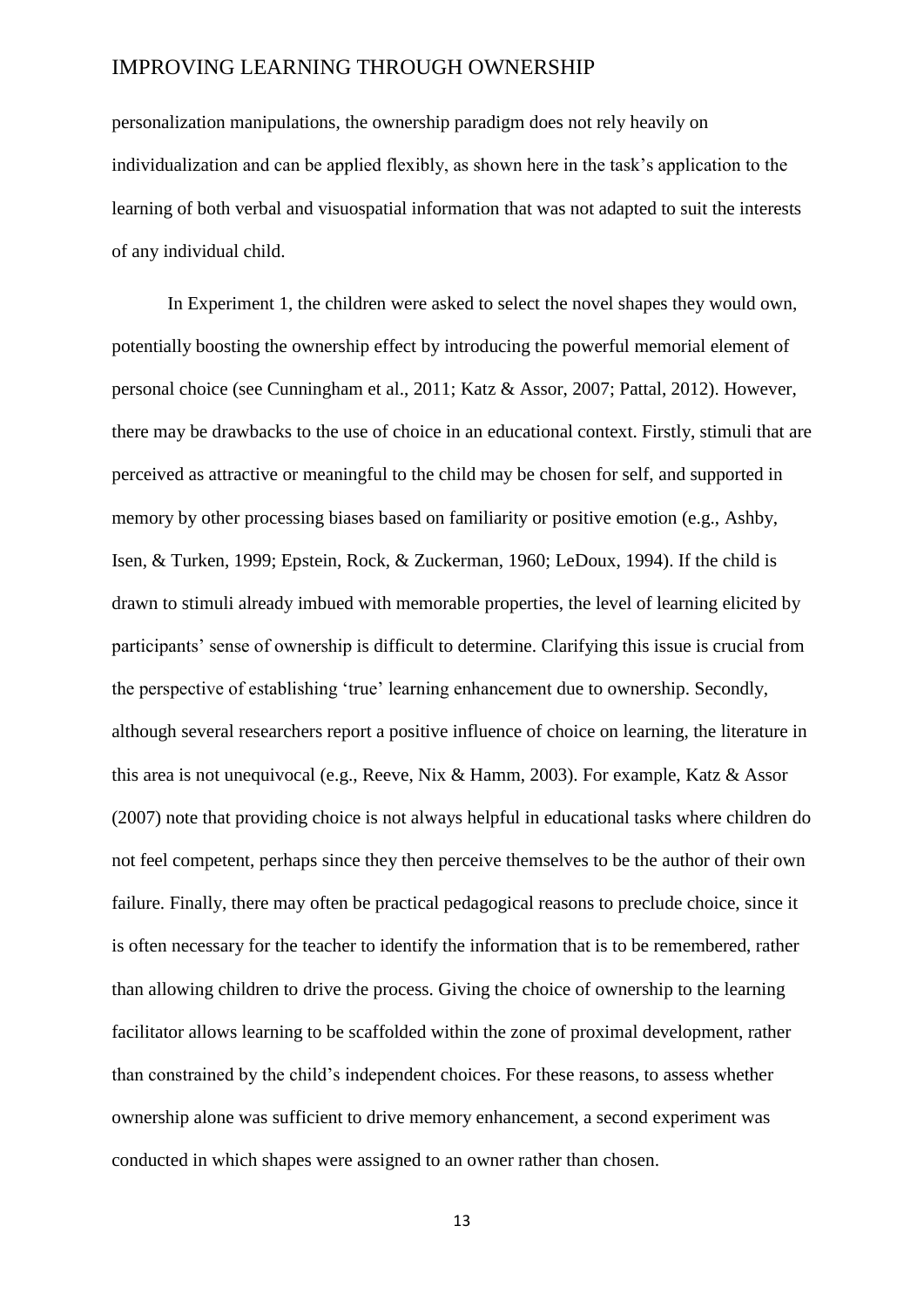personalization manipulations, the ownership paradigm does not rely heavily on individualization and can be applied flexibly, as shown here in the task's application to the learning of both verbal and visuospatial information that was not adapted to suit the interests of any individual child.

In Experiment 1, the children were asked to select the novel shapes they would own, potentially boosting the ownership effect by introducing the powerful memorial element of personal choice (see Cunningham et al., 2011; Katz & Assor, 2007; Pattal, 2012). However, there may be drawbacks to the use of choice in an educational context. Firstly, stimuli that are perceived as attractive or meaningful to the child may be chosen for self, and supported in memory by other processing biases based on familiarity or positive emotion (e.g., Ashby, Isen, & Turken, 1999; Epstein, Rock, & Zuckerman, 1960; LeDoux, 1994). If the child is drawn to stimuli already imbued with memorable properties, the level of learning elicited by participants' sense of ownership is difficult to determine. Clarifying this issue is crucial from the perspective of establishing 'true' learning enhancement due to ownership. Secondly, although several researchers report a positive influence of choice on learning, the literature in this area is not unequivocal (e.g., Reeve, Nix & Hamm, 2003). For example, Katz & Assor (2007) note that providing choice is not always helpful in educational tasks where children do not feel competent, perhaps since they then perceive themselves to be the author of their own failure. Finally, there may often be practical pedagogical reasons to preclude choice, since it is often necessary for the teacher to identify the information that is to be remembered, rather than allowing children to drive the process. Giving the choice of ownership to the learning facilitator allows learning to be scaffolded within the zone of proximal development, rather than constrained by the child's independent choices. For these reasons, to assess whether ownership alone was sufficient to drive memory enhancement, a second experiment was conducted in which shapes were assigned to an owner rather than chosen.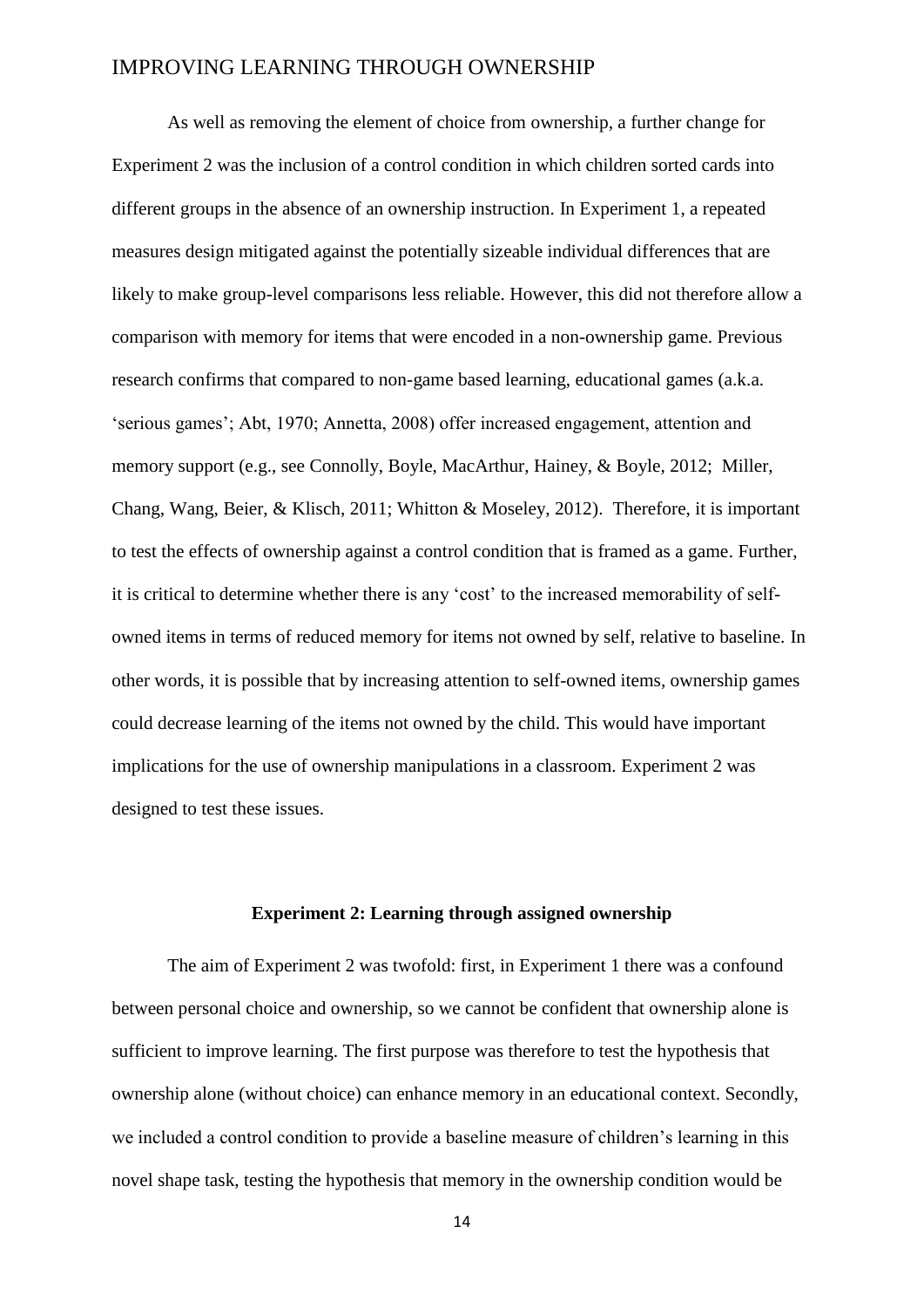As well as removing the element of choice from ownership, a further change for Experiment 2 was the inclusion of a control condition in which children sorted cards into different groups in the absence of an ownership instruction. In Experiment 1, a repeated measures design mitigated against the potentially sizeable individual differences that are likely to make group-level comparisons less reliable. However, this did not therefore allow a comparison with memory for items that were encoded in a non-ownership game. Previous research confirms that compared to non-game based learning, educational games (a.k.a. 'serious games'; Abt, 1970; Annetta, 2008) offer increased engagement, attention and memory support (e.g., see Connolly, Boyle, MacArthur, Hainey, & Boyle, 2012; Miller, Chang, Wang, Beier, & Klisch, 2011; Whitton & Moseley, 2012). Therefore, it is important to test the effects of ownership against a control condition that is framed as a game. Further, it is critical to determine whether there is any 'cost' to the increased memorability of self-owned items in terms of reduced memory for items not owned by self, relative to baseline. In other words, it is possible that by increasing attention to self-owned items, ownership games could decrease learning of the items not owned by the child. This would have important implications for the use of ownership manipulations in a classroom. Experiment 2 was designed to test these issues.

## Experiment 2: Learning through assigned ownership

The aim of Experiment 2 was twofold: first, in Experiment 1 there was a confound between personal choice and ownership, so we cannot be confident that ownership alone is sufficient to improve learning. The first purpose was therefore to test the hypothesis that ownership alone (without choice) can enhance memory in an educational context. Secondly, we included a control condition to provide a baseline measure of children's learning in this novel shape task, testing the hypothesis that memory in the ownership condition would be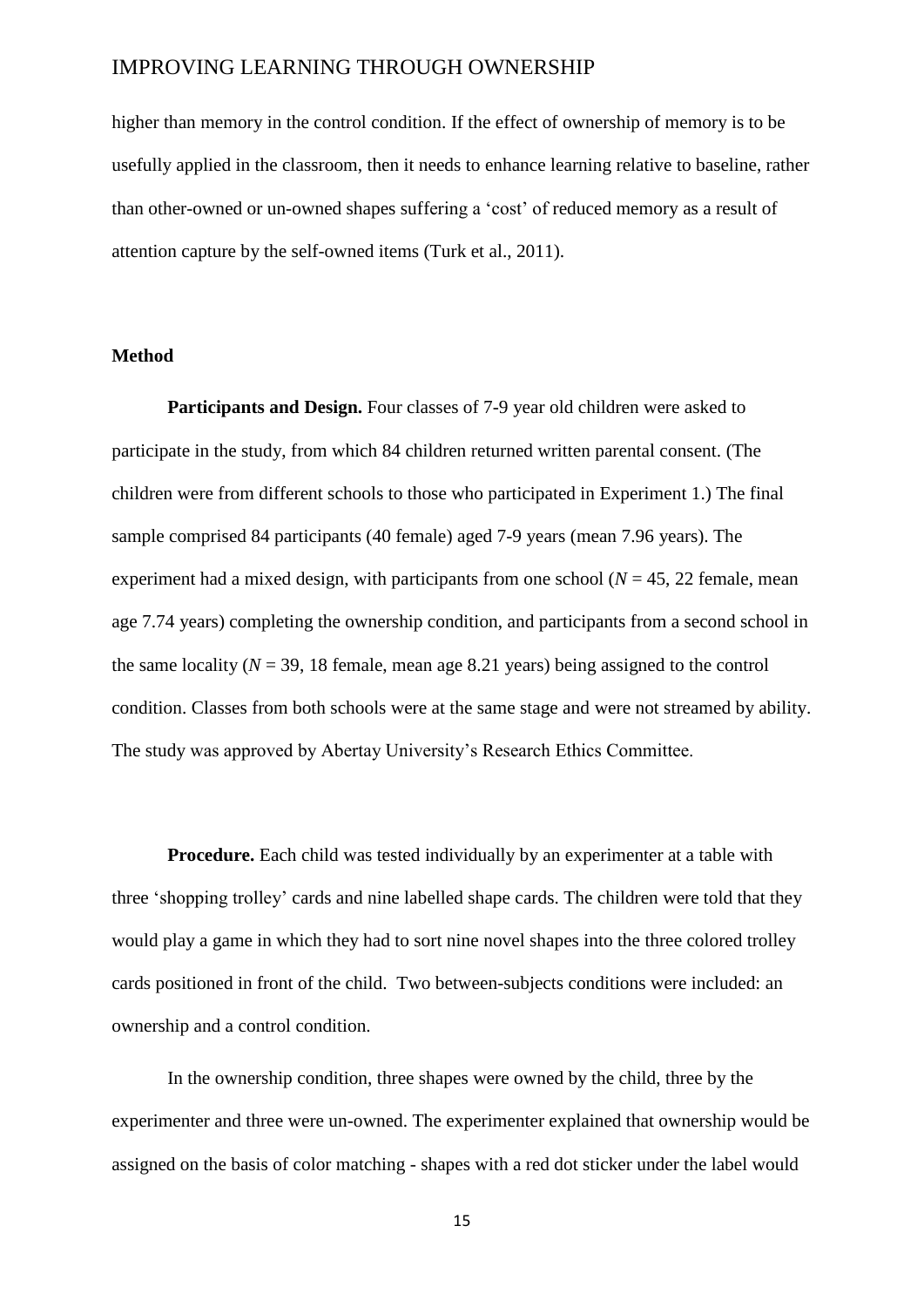higher than memory in the control condition. If the effect of ownership of memory is to be usefully applied in the classroom, then it needs to enhance learning relative to baseline, rather than other-owned or un-owned shapes suffering a 'cost' of reduced memory as a result of attention capture by the self-owned items (Turk et al., 2011).

## Method

**Participants and Design.** Four classes of 7-9 year old children were asked to participate in the study, from which 84 children returned written parental consent. (The children were from different schools to those who participated in Experiment 1.) The final sample comprised 84 participants (40 female) aged 7-9 years (mean 7.96 years). The experiment had a mixed design, with participants from one school ($N$ = 45, 22 female, mean age 7.74 years) completing the ownership condition, and participants from a second school in the same locality ($N$ = 39, 18 female, mean age 8.21 years) being assigned to the control condition. Classes from both schools were at the same stage and were not streamed by ability. The study was approved by Abertay University's Research Ethics Committee.

**Procedure.** Each child was tested individually by an experimenter at a table with three 'shopping trolley' cards and nine labelled shape cards. The children were told that they would play a game in which they had to sort nine novel shapes into the three colored trolley cards positioned in front of the child. Two between-subjects conditions were included: an ownership and a control condition.

In the ownership condition, three shapes were owned by the child, three by the experimenter and three were un-owned. The experimenter explained that ownership would be assigned on the basis of color matching - shapes with a red dot sticker under the label would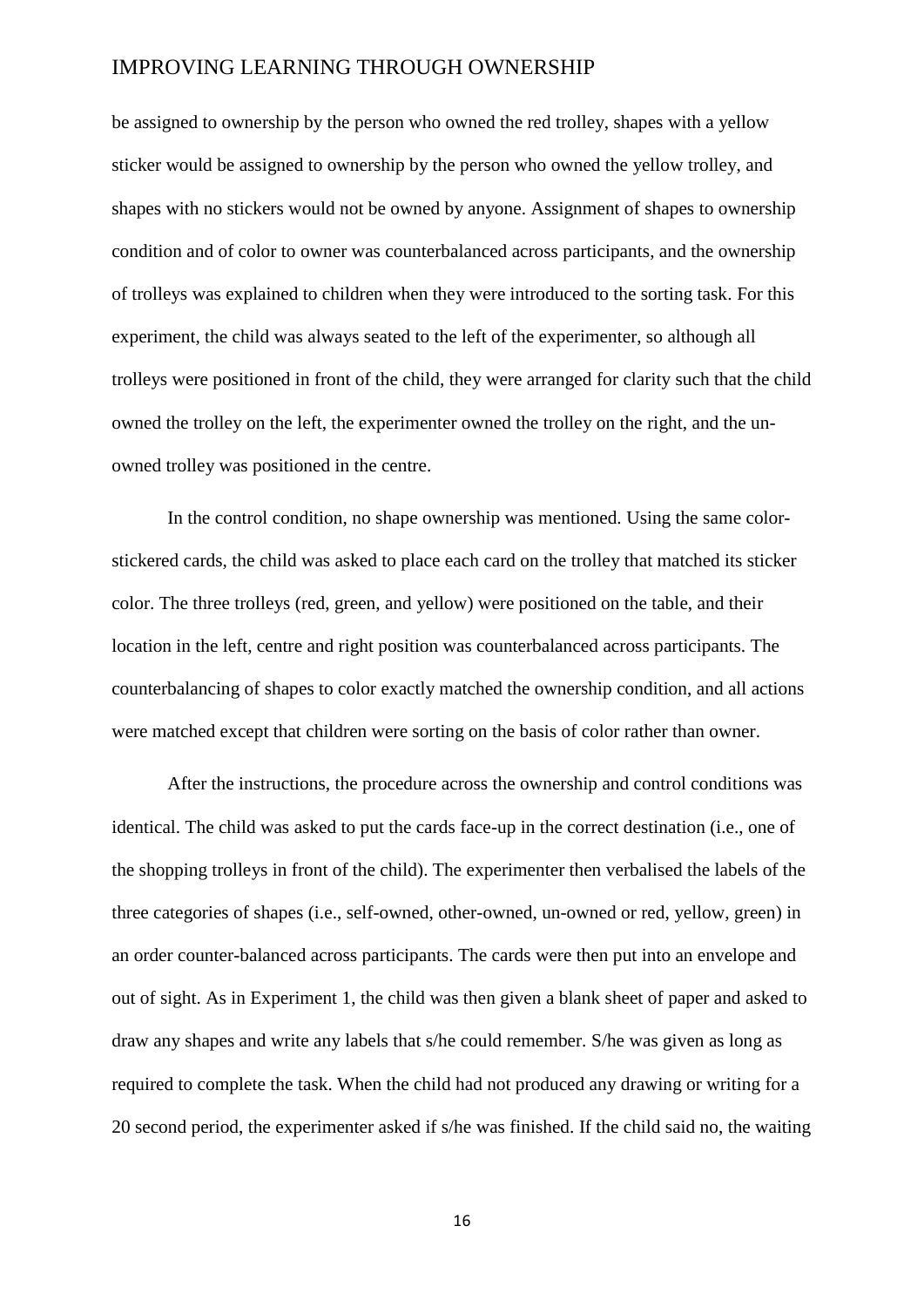be assigned to ownership by the person who owned the red trolley, shapes with a yellow sticker would be assigned to ownership by the person who owned the yellow trolley, and shapes with no stickers would not be owned by anyone. Assignment of shapes to ownership condition and of color to owner was counterbalanced across participants, and the ownership of trolleys was explained to children when they were introduced to the sorting task. For this experiment, the child was always seated to the left of the experimenter, so although all trolleys were positioned in front of the child, they were arranged for clarity such that the child owned the trolley on the left, the experimenter owned the trolley on the right, and the un-owned trolley was positioned in the centre.

In the control condition, no shape ownership was mentioned. Using the same color-stickered cards, the child was asked to place each card on the trolley that matched its sticker color. The three trolleys (red, green, and yellow) were positioned on the table, and their location in the left, centre and right position was counterbalanced across participants. The counterbalancing of shapes to color exactly matched the ownership condition, and all actions were matched except that children were sorting on the basis of color rather than owner.

After the instructions, the procedure across the ownership and control conditions was identical. The child was asked to put the cards face-up in the correct destination (i.e., one of the shopping trolleys in front of the child). The experimenter then verbalised the labels of the three categories of shapes (i.e., self-owned, other-owned, un-owned or red, yellow, green) in an order counter-balanced across participants. The cards were then put into an envelope and out of sight. As in Experiment 1, the child was then given a blank sheet of paper and asked to draw any shapes and write any labels that s/he could remember. S/he was given as long as required to complete the task. When the child had not produced any drawing or writing for a 20 second period, the experimenter asked if s/he was finished. If the child said no, the waiting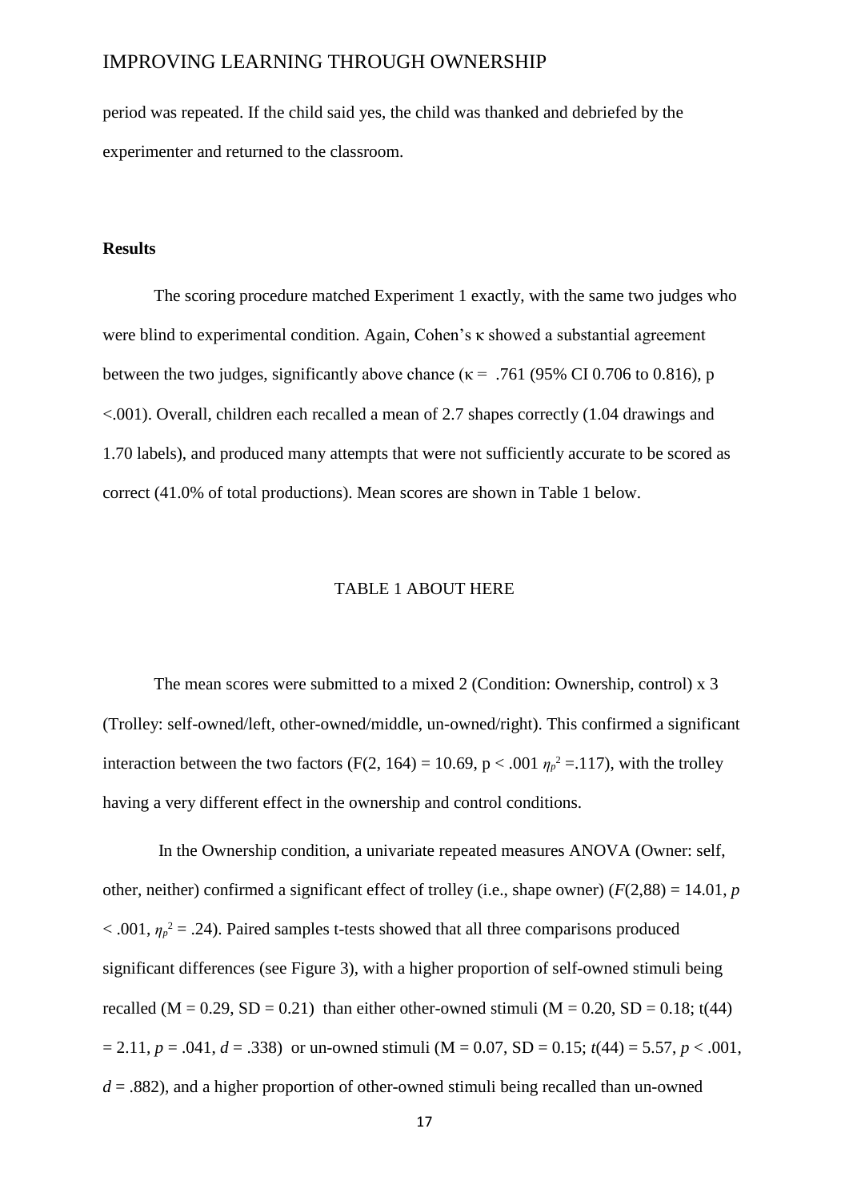period was repeated. If the child said yes, the child was thanked and debriefed by the experimenter and returned to the classroom.

**Results**

The scoring procedure matched Experiment 1 exactly, with the same two judges who were blind to experimental condition. Again, Cohen's κ showed a substantial agreement between the two judges, significantly above chance (κ = .761 (95% CI 0.706 to 0.816), p <.001). Overall, children each recalled a mean of 2.7 shapes correctly (1.04 drawings and 1.70 labels), and produced many attempts that were not sufficiently accurate to be scored as correct (41.0% of total productions). Mean scores are shown in Table 1 below.

TABLE 1 ABOUT HERE

The mean scores were submitted to a mixed 2 (Condition: Ownership, control) x 3 (Trolley: self-owned/left, other-owned/middle, un-owned/right). This confirmed a significant interaction between the two factors ($F(2, 164) = 10.69$, $p < .001$ $\eta_p^2 = .117$), with the trolley having a very different effect in the ownership and control conditions.

In the Ownership condition, a univariate repeated measures ANOVA (Owner: self, other, neither) confirmed a significant effect of trolley (i.e., shape owner) ($F(2,88) = 14.01$, $p < .001$, $\eta_p^2 = .24$). Paired samples t-tests showed that all three comparisons produced significant differences (see Figure 3), with a higher proportion of self-owned stimuli being recalled ($M = 0.29$, $SD = 0.21$) than either other-owned stimuli ($M = 0.20$, $SD = 0.18$; $t(44) = 2.11$, $p = .041$, $d = .338$) or un-owned stimuli ($M = 0.07$, $SD = 0.15$; $t(44) = 5.57$, $p < .001$, $d = .882$), and a higher proportion of other-owned stimuli being recalled than un-owned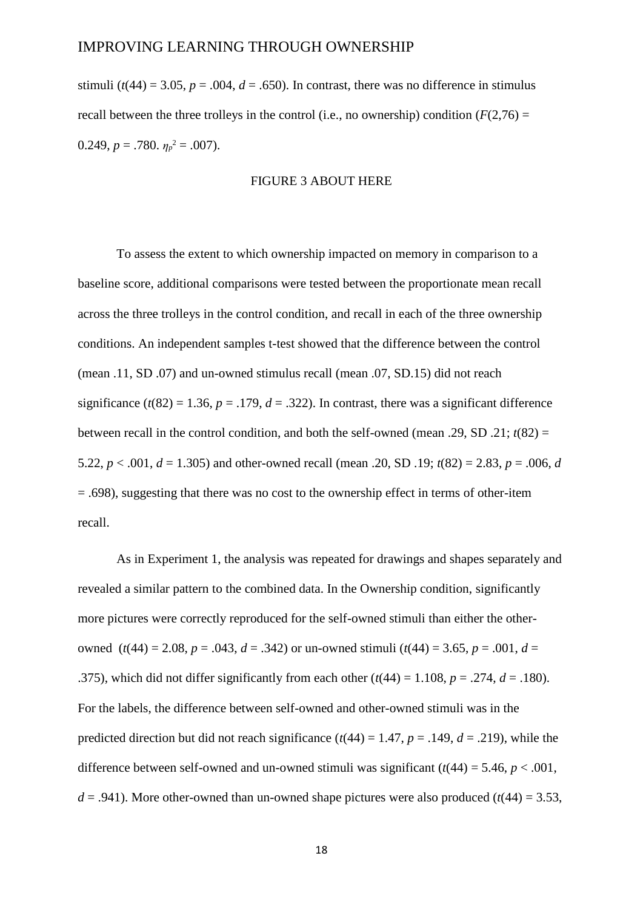stimuli ($t(44) = 3.05$, $p = .004$, $d = .650$). In contrast, there was no difference in stimulus recall between the three trolleys in the control (i.e., no ownership) condition ($F(2,76) = 0.249$, $p = .780$. $\eta_p^2 = .007$).

FIGURE 3 ABOUT HERE

To assess the extent to which ownership impacted on memory in comparison to a baseline score, additional comparisons were tested between the proportionate mean recall across the three trolleys in the control condition, and recall in each of the three ownership conditions. An independent samples t-test showed that the difference between the control (mean .11, SD .07) and un-owned stimulus recall (mean .07, SD.15) did not reach significance ($t(82) = 1.36$, $p = .179$, $d = .322$). In contrast, there was a significant difference between recall in the control condition, and both the self-owned (mean .29, SD .21; $t(82) = 5.22$, $p < .001$, $d = 1.305$) and other-owned recall (mean .20, SD .19; $t(82) = 2.83$, $p = .006$, $d = .698$), suggesting that there was no cost to the ownership effect in terms of other-item recall.

As in Experiment 1, the analysis was repeated for drawings and shapes separately and revealed a similar pattern to the combined data. In the Ownership condition, significantly more pictures were correctly reproduced for the self-owned stimuli than either the other-owned ($t(44) = 2.08$, $p = .043$, $d = .342$) or un-owned stimuli ($t(44) = 3.65$, $p = .001$, $d = .375$), which did not differ significantly from each other ($t(44) = 1.108$, $p = .274$, $d = .180$). For the labels, the difference between self-owned and other-owned stimuli was in the predicted direction but did not reach significance ($t(44) = 1.47$, $p = .149$, $d = .219$), while the difference between self-owned and un-owned stimuli was significant ($t(44) = 5.46$, $p < .001$, $d = .941$). More other-owned than un-owned shape pictures were also produced ($t(44) = 3.53$,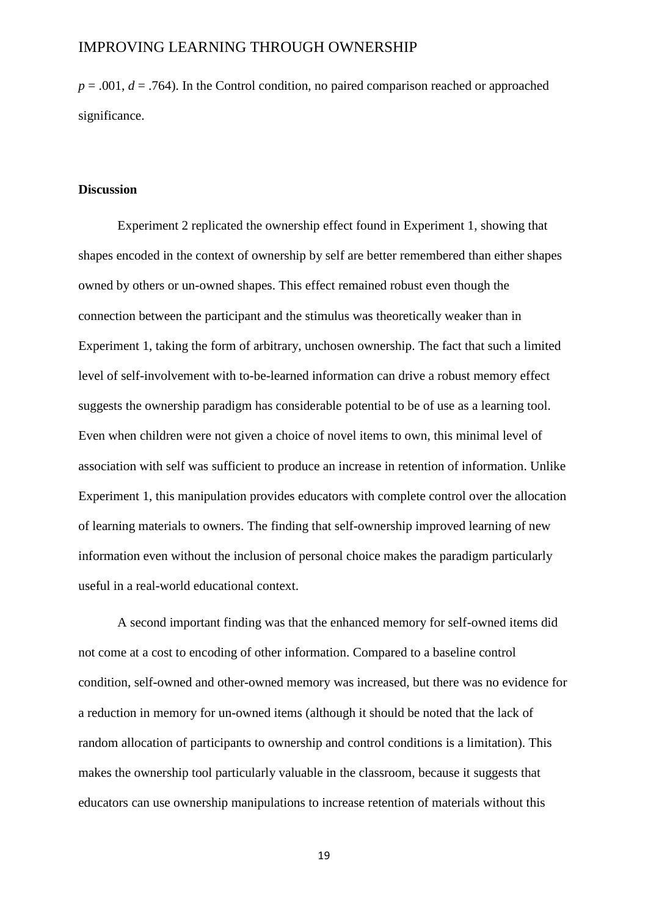$p = .001$, $d = .764$). In the Control condition, no paired comparison reached or approached significance.

**Discussion**

Experiment 2 replicated the ownership effect found in Experiment 1, showing that shapes encoded in the context of ownership by self are better remembered than either shapes owned by others or un-owned shapes. This effect remained robust even though the connection between the participant and the stimulus was theoretically weaker than in Experiment 1, taking the form of arbitrary, unchosen ownership. The fact that such a limited level of self-involvement with to-be-learned information can drive a robust memory effect suggests the ownership paradigm has considerable potential to be of use as a learning tool. Even when children were not given a choice of novel items to own, this minimal level of association with self was sufficient to produce an increase in retention of information. Unlike Experiment 1, this manipulation provides educators with complete control over the allocation of learning materials to owners. The finding that self-ownership improved learning of new information even without the inclusion of personal choice makes the paradigm particularly useful in a real-world educational context.

A second important finding was that the enhanced memory for self-owned items did not come at a cost to encoding of other information. Compared to a baseline control condition, self-owned and other-owned memory was increased, but there was no evidence for a reduction in memory for un-owned items (although it should be noted that the lack of random allocation of participants to ownership and control conditions is a limitation). This makes the ownership tool particularly valuable in the classroom, because it suggests that educators can use ownership manipulations to increase retention of materials without this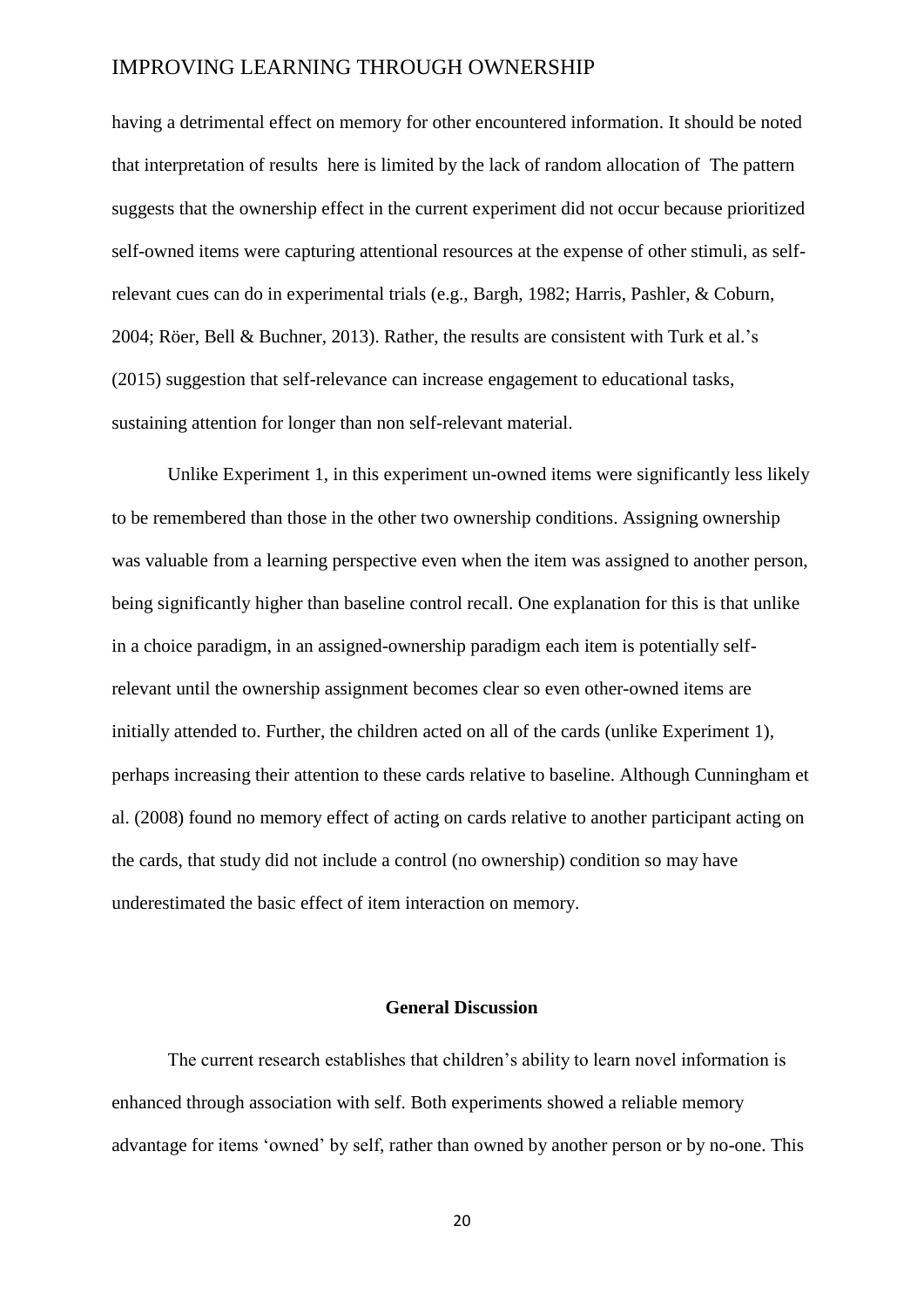having a detrimental effect on memory for other encountered information. It should be noted that interpretation of results  here is limited by the lack of random allocation of  The pattern suggests that the ownership effect in the current experiment did not occur because prioritized self-owned items were capturing attentional resources at the expense of other stimuli, as self-relevant cues can do in experimental trials (e.g., Bargh, 1982; Harris, Pashler, & Coburn, 2004; Röer, Bell & Buchner, 2013). Rather, the results are consistent with Turk et al.'s (2015) suggestion that self-relevance can increase engagement to educational tasks, sustaining attention for longer than non self-relevant material.

Unlike Experiment 1, in this experiment un-owned items were significantly less likely to be remembered than those in the other two ownership conditions. Assigning ownership was valuable from a learning perspective even when the item was assigned to another person, being significantly higher than baseline control recall. One explanation for this is that unlike in a choice paradigm, in an assigned-ownership paradigm each item is potentially self-relevant until the ownership assignment becomes clear so even other-owned items are initially attended to. Further, the children acted on all of the cards (unlike Experiment 1), perhaps increasing their attention to these cards relative to baseline. Although Cunningham et al. (2008) found no memory effect of acting on cards relative to another participant acting on the cards, that study did not include a control (no ownership) condition so may have underestimated the basic effect of item interaction on memory.

## General Discussion

The current research establishes that children's ability to learn novel information is enhanced through association with self. Both experiments showed a reliable memory advantage for items 'owned' by self, rather than owned by another person or by no-one. This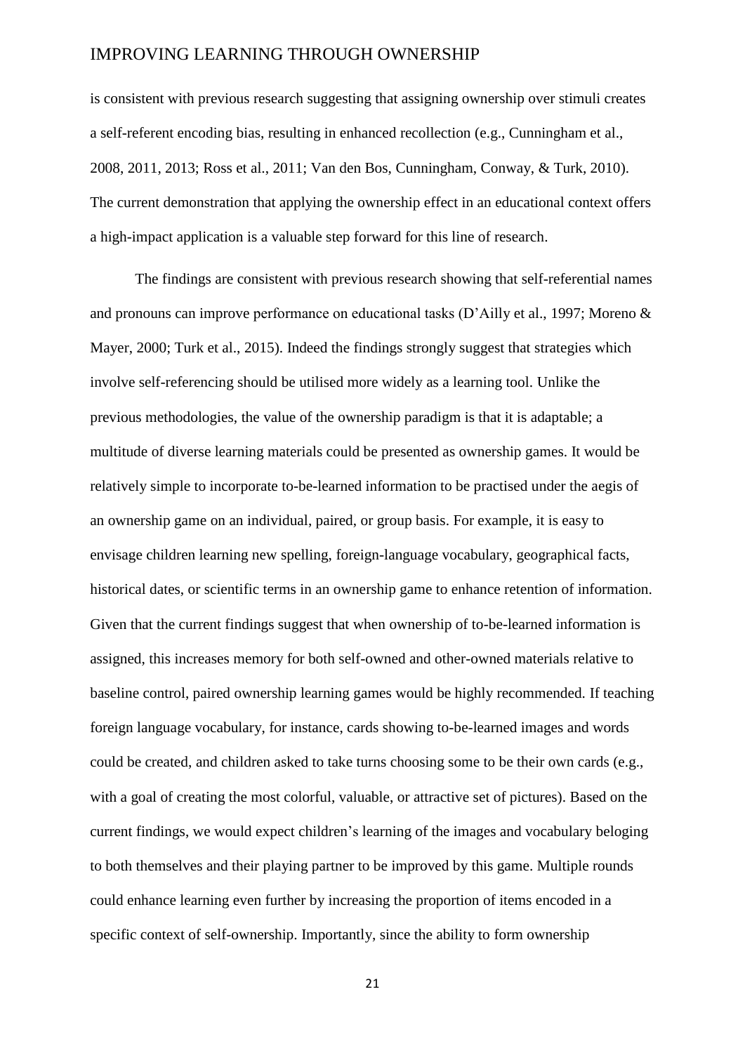is consistent with previous research suggesting that assigning ownership over stimuli creates a self-referent encoding bias, resulting in enhanced recollection (e.g., Cunningham et al., 2008, 2011, 2013; Ross et al., 2011; Van den Bos, Cunningham, Conway, & Turk, 2010). The current demonstration that applying the ownership effect in an educational context offers a high-impact application is a valuable step forward for this line of research.

The findings are consistent with previous research showing that self-referential names and pronouns can improve performance on educational tasks (D'Ailly et al., 1997; Moreno & Mayer, 2000; Turk et al., 2015). Indeed the findings strongly suggest that strategies which involve self-referencing should be utilised more widely as a learning tool. Unlike the previous methodologies, the value of the ownership paradigm is that it is adaptable; a multitude of diverse learning materials could be presented as ownership games. It would be relatively simple to incorporate to-be-learned information to be practised under the aegis of an ownership game on an individual, paired, or group basis. For example, it is easy to envisage children learning new spelling, foreign-language vocabulary, geographical facts, historical dates, or scientific terms in an ownership game to enhance retention of information. Given that the current findings suggest that when ownership of to-be-learned information is assigned, this increases memory for both self-owned and other-owned materials relative to baseline control, paired ownership learning games would be highly recommended. If teaching foreign language vocabulary, for instance, cards showing to-be-learned images and words could be created, and children asked to take turns choosing some to be their own cards (e.g., with a goal of creating the most colorful, valuable, or attractive set of pictures). Based on the current findings, we would expect children's learning of the images and vocabulary beloging to both themselves and their playing partner to be improved by this game. Multiple rounds could enhance learning even further by increasing the proportion of items encoded in a specific context of self-ownership. Importantly, since the ability to form ownership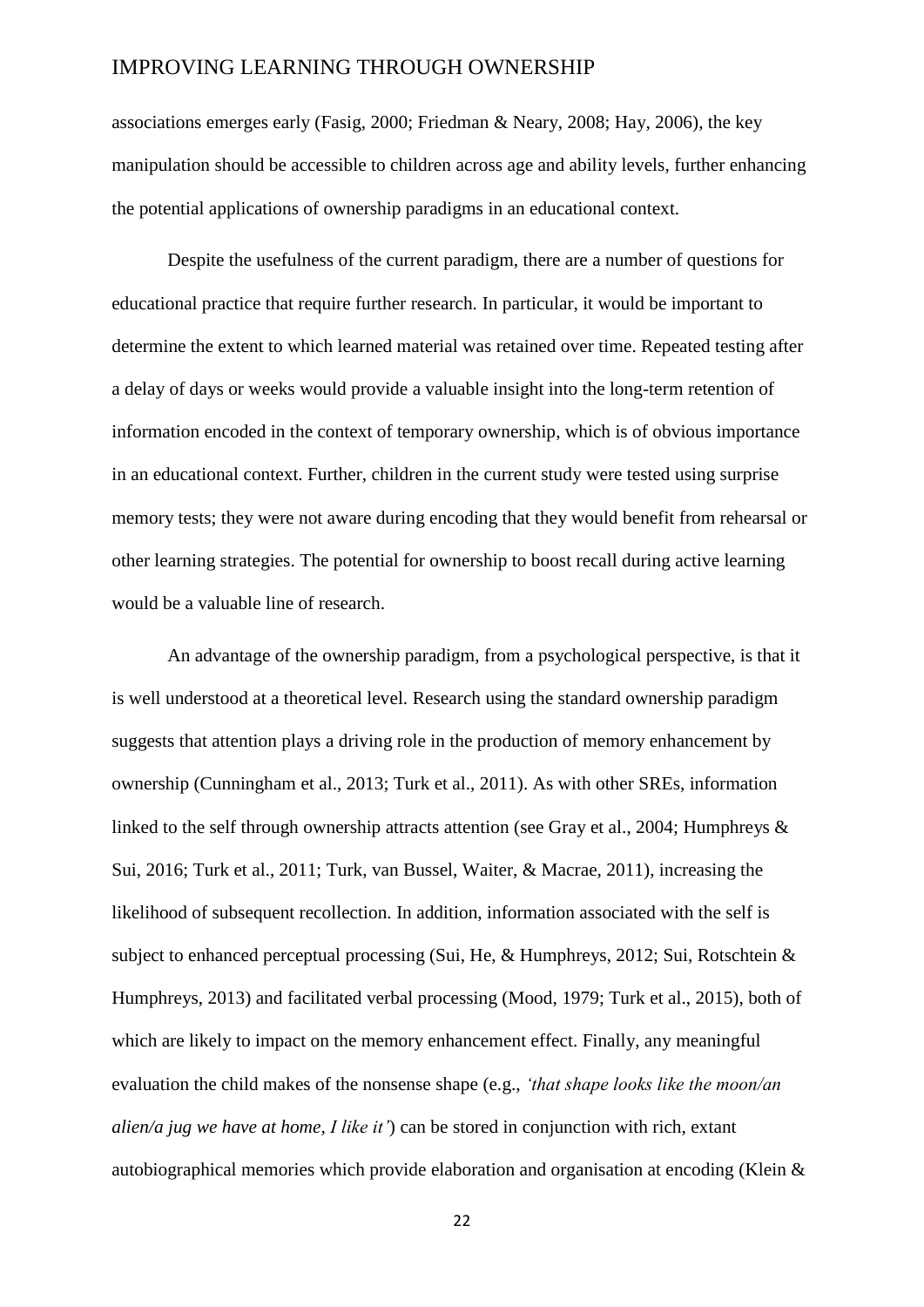associations emerges early (Fasig, 2000; Friedman & Neary, 2008; Hay, 2006), the key manipulation should be accessible to children across age and ability levels, further enhancing the potential applications of ownership paradigms in an educational context.

Despite the usefulness of the current paradigm, there are a number of questions for educational practice that require further research. In particular, it would be important to determine the extent to which learned material was retained over time. Repeated testing after a delay of days or weeks would provide a valuable insight into the long-term retention of information encoded in the context of temporary ownership, which is of obvious importance in an educational context. Further, children in the current study were tested using surprise memory tests; they were not aware during encoding that they would benefit from rehearsal or other learning strategies. The potential for ownership to boost recall during active learning would be a valuable line of research.

An advantage of the ownership paradigm, from a psychological perspective, is that it is well understood at a theoretical level. Research using the standard ownership paradigm suggests that attention plays a driving role in the production of memory enhancement by ownership (Cunningham et al., 2013; Turk et al., 2011). As with other SREs, information linked to the self through ownership attracts attention (see Gray et al., 2004; Humphreys & Sui, 2016; Turk et al., 2011; Turk, van Bussel, Waiter, & Macrae, 2011), increasing the likelihood of subsequent recollection. In addition, information associated with the self is subject to enhanced perceptual processing (Sui, He, & Humphreys, 2012; Sui, Rotschtein & Humphreys, 2013) and facilitated verbal processing (Mood, 1979; Turk et al., 2015), both of which are likely to impact on the memory enhancement effect. Finally, any meaningful evaluation the child makes of the nonsense shape (e.g., *'that shape looks like the moon/an alien/a jug we have at home, I like it'*) can be stored in conjunction with rich, extant autobiographical memories which provide elaboration and organisation at encoding (Klein &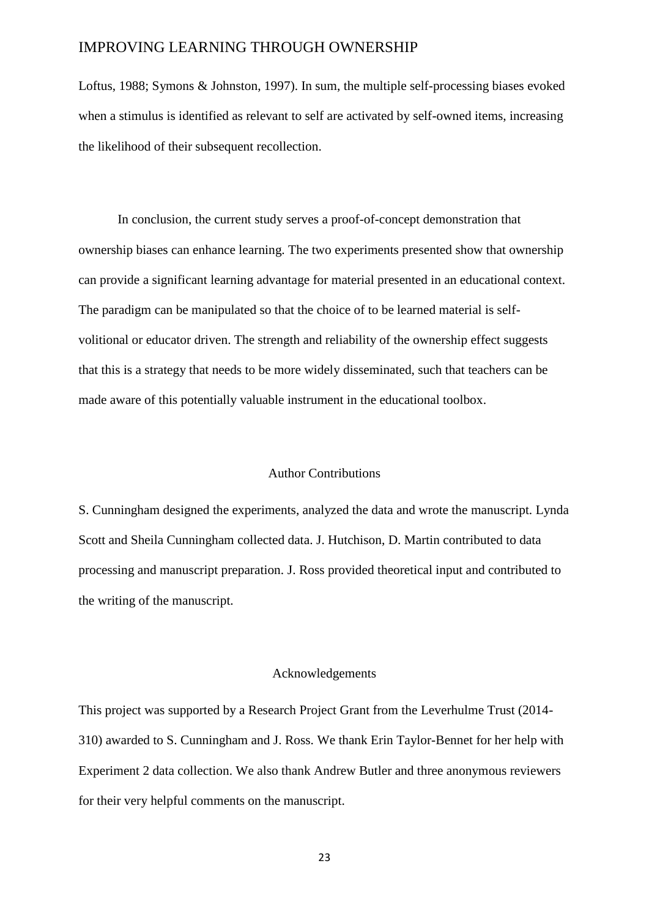Loftus, 1988; Symons & Johnston, 1997). In sum, the multiple self-processing biases evoked when a stimulus is identified as relevant to self are activated by self-owned items, increasing the likelihood of their subsequent recollection.

In conclusion, the current study serves a proof-of-concept demonstration that ownership biases can enhance learning. The two experiments presented show that ownership can provide a significant learning advantage for material presented in an educational context. The paradigm can be manipulated so that the choice of to be learned material is self-volitional or educator driven. The strength and reliability of the ownership effect suggests that this is a strategy that needs to be more widely disseminated, such that teachers can be made aware of this potentially valuable instrument in the educational toolbox.

## Author Contributions

S. Cunningham designed the experiments, analyzed the data and wrote the manuscript. Lynda Scott and Sheila Cunningham collected data. J. Hutchison, D. Martin contributed to data processing and manuscript preparation. J. Ross provided theoretical input and contributed to the writing of the manuscript.

## Acknowledgements

This project was supported by a Research Project Grant from the Leverhulme Trust (2014-310) awarded to S. Cunningham and J. Ross. We thank Erin Taylor-Bennet for her help with Experiment 2 data collection. We also thank Andrew Butler and three anonymous reviewers for their very helpful comments on the manuscript.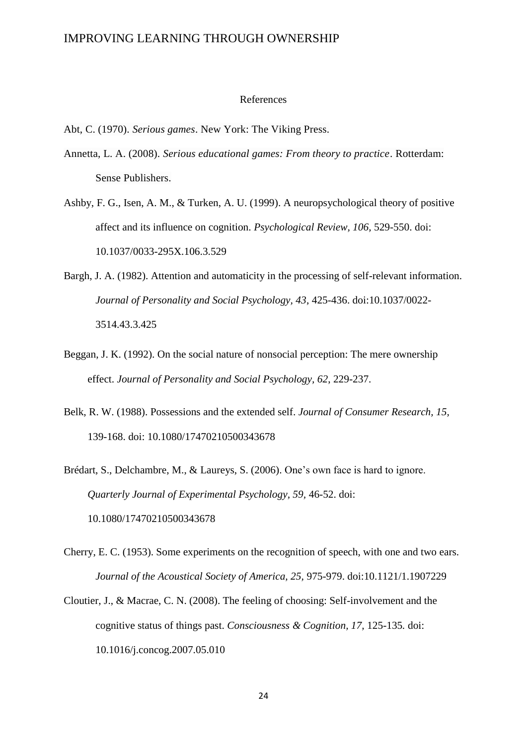# References

Abt, C. (1970). *Serious games*. New York: The Viking Press.

Annetta, L. A. (2008). *Serious educational games: From theory to practice*. Rotterdam: Sense Publishers.

Ashby, F. G., Isen, A. M., & Turken, A. U. (1999). A neuropsychological theory of positive affect and its influence on cognition. *Psychological Review, 106,* 529-550. doi: 10.1037/0033-295X.106.3.529

Bargh, J. A. (1982). Attention and automaticity in the processing of self-relevant information. *Journal of Personality and Social Psychology, 43*, 425-436. doi:10.1037/0022-3514.43.3.425

Beggan, J. K. (1992). On the social nature of nonsocial perception: The mere ownership effect. *Journal of Personality and Social Psychology, 62,* 229-237.

Belk, R. W. (1988). Possessions and the extended self. *Journal of Consumer Research, 15,* 139-168. doi: 10.1080/17470210500343678

Brédart, S., Delchambre, M., & Laureys, S. (2006). One's own face is hard to ignore. *Quarterly Journal of Experimental Psychology, 59,* 46-52. doi: 10.1080/17470210500343678

Cherry, E. C. (1953). Some experiments on the recognition of speech, with one and two ears. *Journal of the Acoustical Society of America, 25,* 975-979. doi:10.1121/1.1907229

Cloutier, J., & Macrae, C. N. (2008). The feeling of choosing: Self-involvement and the cognitive status of things past. *Consciousness & Cognition, 17,* 125-135*.* doi: 10.1016/j.concog.2007.05.010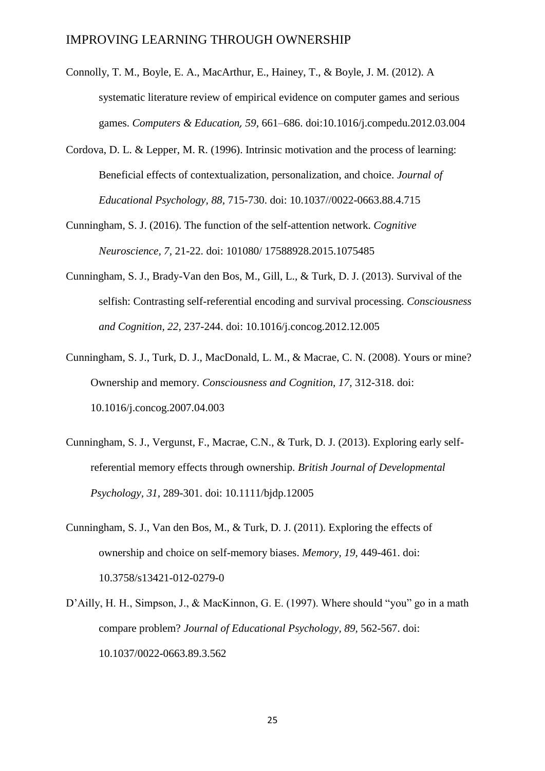Connolly, T. M., Boyle, E. A., MacArthur, E., Hainey, T., & Boyle, J. M. (2012). A systematic literature review of empirical evidence on computer games and serious games. *Computers & Education, 59,* 661–686. doi:10.1016/j.compedu.2012.03.004

Cordova, D. L. & Lepper, M. R. (1996). Intrinsic motivation and the process of learning: Beneficial effects of contextualization, personalization, and choice. *Journal of Educational Psychology, 88,* 715-730. doi: 10.1037//0022-0663.88.4.715

Cunningham, S. J. (2016). The function of the self-attention network. *Cognitive Neuroscience, 7,* 21-22. doi: 101080/ 17588928.2015.1075485

Cunningham, S. J., Brady-Van den Bos, M., Gill, L., & Turk, D. J. (2013). Survival of the selfish: Contrasting self-referential encoding and survival processing. *Consciousness and Cognition, 22,* 237-244. doi: 10.1016/j.concog.2012.12.005

Cunningham, S. J., Turk, D. J., MacDonald, L. M., & Macrae, C. N. (2008). Yours or mine? Ownership and memory. *Consciousness and Cognition, 17,* 312-318. doi: 10.1016/j.concog.2007.04.003

Cunningham, S. J., Vergunst, F., Macrae, C.N., & Turk, D. J. (2013). Exploring early self-referential memory effects through ownership. *British Journal of Developmental Psychology, 31,* 289-301. doi: 10.1111/bjdp.12005

Cunningham, S. J., Van den Bos, M., & Turk, D. J. (2011). Exploring the effects of ownership and choice on self-memory biases. *Memory, 19,* 449-461. doi: 10.3758/s13421-012-0279-0

D'Ailly, H. H., Simpson, J., & MacKinnon, G. E. (1997). Where should "you" go in a math compare problem? *Journal of Educational Psychology, 89,* 562-567. doi: 10.1037/0022-0663.89.3.562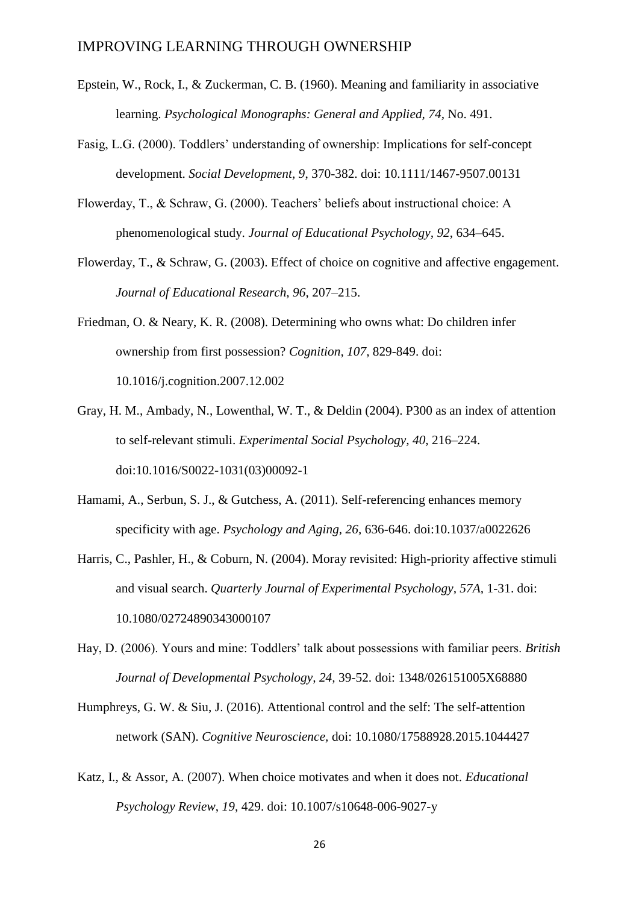Epstein, W., Rock, I., & Zuckerman, C. B. (1960). Meaning and familiarity in associative learning. *Psychological Monographs: General and Applied, 74,* No. 491.

Fasig, L.G. (2000). Toddlers' understanding of ownership: Implications for self-concept development. *Social Development, 9*, 370-382. doi: 10.1111/1467-9507.00131

Flowerday, T., & Schraw, G. (2000). Teachers' beliefs about instructional choice: A phenomenological study. *Journal of Educational Psychology, 92*, 634–645.

Flowerday, T., & Schraw, G. (2003). Effect of choice on cognitive and affective engagement. *Journal of Educational Research, 96*, 207–215.

Friedman, O. & Neary, K. R. (2008). Determining who owns what: Do children infer ownership from first possession? *Cognition, 107,* 829-849. doi: 10.1016/j.cognition.2007.12.002

Gray, H. M., Ambady, N., Lowenthal, W. T., & Deldin (2004). P300 as an index of attention to self-relevant stimuli. *Experimental Social Psychology, 40,* 216–224. doi:10.1016/S0022-1031(03)00092-1

Hamami, A., Serbun, S. J., & Gutchess, A. (2011). Self-referencing enhances memory specificity with age. *Psychology and Aging, 26,* 636-646. doi:10.1037/a0022626

Harris, C., Pashler, H., & Coburn, N. (2004). Moray revisited: High-priority affective stimuli and visual search. *Quarterly Journal of Experimental Psychology, 57A,* 1-31. doi: 10.1080/02724890343000107

Hay, D. (2006). Yours and mine: Toddlers' talk about possessions with familiar peers. *British Journal of Developmental Psychology, 24,* 39-52. doi: 1348/026151005X68880

Humphreys, G. W. & Siu, J. (2016). Attentional control and the self: The self-attention network (SAN). *Cognitive Neuroscience,* doi: 10.1080/17588928.2015.1044427

Katz, I., & Assor, A. (2007). When choice motivates and when it does not. *Educational Psychology Review*, *19*, 429. doi: 10.1007/s10648-006-9027-y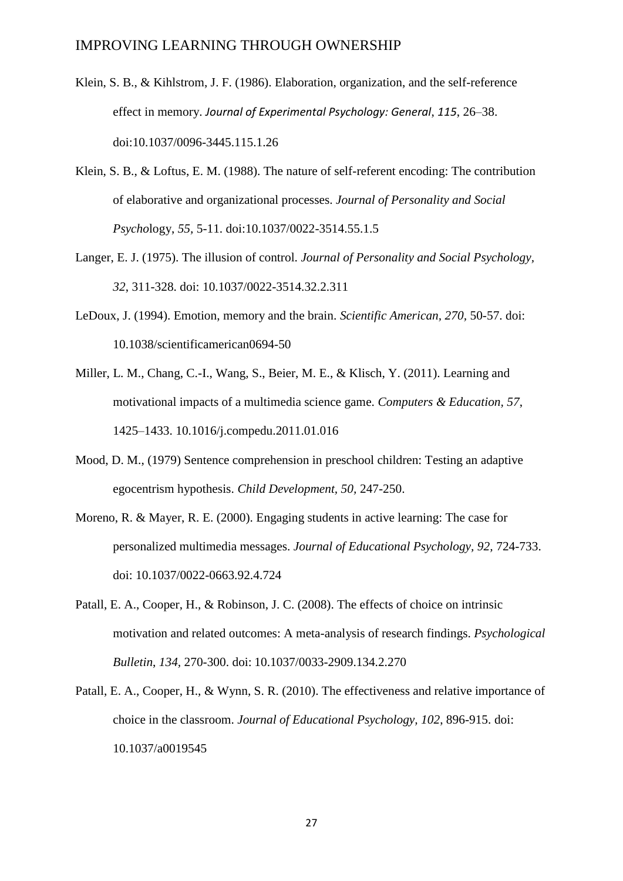Klein, S. B., & Kihlstrom, J. F. (1986). Elaboration, organization, and the self-reference effect in memory. *Journal of Experimental Psychology: General*, *115*, 26–38. doi:10.1037/0096-3445.115.1.26

Klein, S. B., & Loftus, E. M. (1988). The nature of self-referent encoding: The contribution of elaborative and organizational processes. *Journal of Personality and Social Psycho*logy, *55,* 5-11. doi:10.1037/0022-3514.55.1.5

Langer, E. J. (1975). The illusion of control. *Journal of Personality and Social Psychology, 32,* 311-328. doi: 10.1037/0022-3514.32.2.311

LeDoux, J. (1994). Emotion, memory and the brain. *Scientific American, 270,* 50-57. doi: 10.1038/scientificamerican0694-50

Miller, L. M., Chang, C.-I., Wang, S., Beier, M. E., & Klisch, Y. (2011). Learning and motivational impacts of a multimedia science game. *Computers & Education, 57,* 1425–1433. 10.1016/j.compedu.2011.01.016

Mood, D. M., (1979) Sentence comprehension in preschool children: Testing an adaptive egocentrism hypothesis. *Child Development, 50,* 247-250.

Moreno, R. & Mayer, R. E. (2000). Engaging students in active learning: The case for personalized multimedia messages. *Journal of Educational Psychology, 92,* 724-733. doi: 10.1037/0022-0663.92.4.724

Patall, E. A., Cooper, H., & Robinson, J. C. (2008). The effects of choice on intrinsic motivation and related outcomes: A meta-analysis of research findings. *Psychological Bulletin, 134,* 270-300. doi: 10.1037/0033-2909.134.2.270

Patall, E. A., Cooper, H., & Wynn, S. R. (2010). The effectiveness and relative importance of choice in the classroom. *Journal of Educational Psychology, 102,* 896-915. doi: 10.1037/a0019545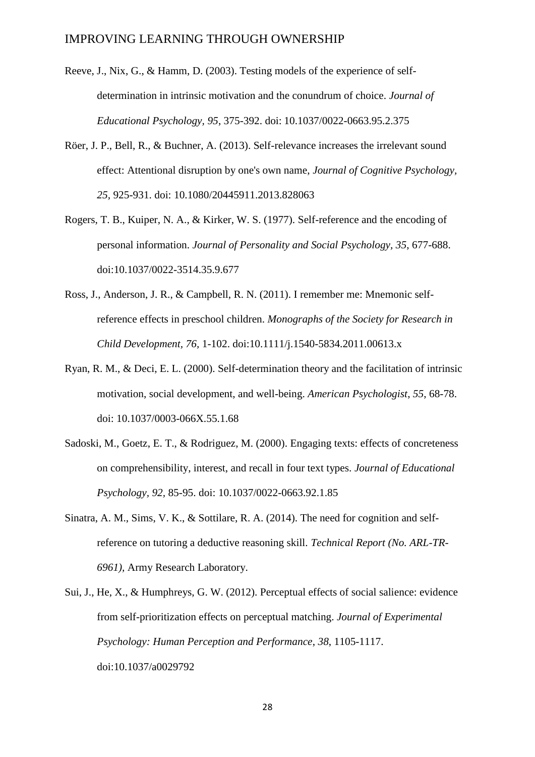Reeve, J., Nix, G., & Hamm, D. (2003). Testing models of the experience of self-determination in intrinsic motivation and the conundrum of choice. *Journal of Educational Psychology, 95*, 375-392. doi: 10.1037/0022-0663.95.2.375

Röer, J. P., Bell, R., & Buchner, A. (2013). Self-relevance increases the irrelevant sound effect: Attentional disruption by one's own name, *Journal of Cognitive Psychology, 25*, 925-931. doi: 10.1080/20445911.2013.828063

Rogers, T. B., Kuiper, N. A., & Kirker, W. S. (1977). Self-reference and the encoding of personal information. *Journal of Personality and Social Psychology, 35*, 677-688. doi:10.1037/0022-3514.35.9.677

Ross, J., Anderson, J. R., & Campbell, R. N. (2011). I remember me: Mnemonic self-reference effects in preschool children. *Monographs of the Society for Research in Child Development, 76*, 1-102. doi:10.1111/j.1540-5834.2011.00613.x

Ryan, R. M., & Deci, E. L. (2000). Self-determination theory and the facilitation of intrinsic motivation, social development, and well-being. *American Psychologist, 55*, 68-78. doi: 10.1037/0003-066X.55.1.68

Sadoski, M., Goetz, E. T., & Rodriguez, M. (2000). Engaging texts: effects of concreteness on comprehensibility, interest, and recall in four text types. *Journal of Educational Psychology, 92*, 85-95. doi: 10.1037/0022-0663.92.1.85

Sinatra, A. M., Sims, V. K., & Sottilare, R. A. (2014). The need for cognition and self-reference on tutoring a deductive reasoning skill. *Technical Report (No. ARL-TR-6961),* Army Research Laboratory.

Sui, J., He, X., & Humphreys, G. W. (2012). Perceptual effects of social salience: evidence from self-prioritization effects on perceptual matching. *Journal of Experimental Psychology: Human Perception and Performance*, *38*, 1105-1117. doi:10.1037/a0029792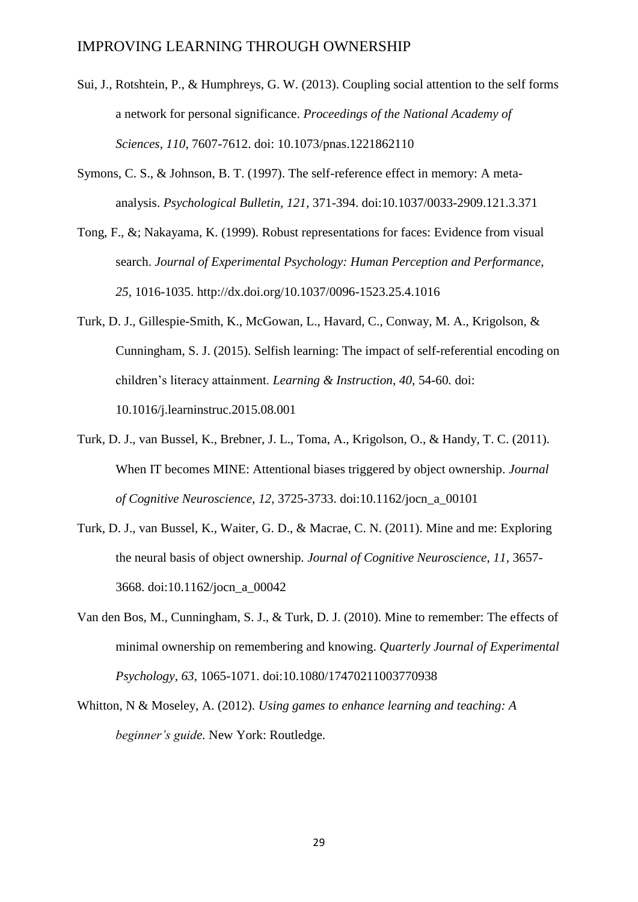Sui, J., Rotshtein, P., & Humphreys, G. W. (2013). Coupling social attention to the self forms a network for personal significance. *Proceedings of the National Academy of Sciences*, *110*, 7607-7612. doi: 10.1073/pnas.1221862110

Symons, C. S., & Johnson, B. T. (1997). The self-reference effect in memory: A meta-analysis. *Psychological Bulletin, 121*, 371-394. doi:10.1037/0033-2909.121.3.371

Tong, F., &; Nakayama, K. (1999). Robust representations for faces: Evidence from visual search. *Journal of Experimental Psychology: Human Perception and Performance, 25,* 1016-1035. http://dx.doi.org/10.1037/0096-1523.25.4.1016

Turk, D. J., Gillespie-Smith, K., McGowan, L., Havard, C., Conway, M. A., Krigolson, & Cunningham, S. J. (2015). Selfish learning: The impact of self-referential encoding on children's literacy attainment. *Learning & Instruction, 40,* 54-60*.* doi: 10.1016/j.learninstruc.2015.08.001

Turk, D. J., van Bussel, K., Brebner, J. L., Toma, A., Krigolson, O., & Handy, T. C. (2011). When IT becomes MINE: Attentional biases triggered by object ownership. *Journal of Cognitive Neuroscience, 12,* 3725-3733. doi:10.1162/jocn_a_00101

Turk, D. J., van Bussel, K., Waiter, G. D., & Macrae, C. N. (2011). Mine and me: Exploring the neural basis of object ownership. *Journal of Cognitive Neuroscience, 11*, 3657-3668. doi:10.1162/jocn_a_00042

Van den Bos, M., Cunningham, S. J., & Turk, D. J. (2010). Mine to remember: The effects of minimal ownership on remembering and knowing. *Quarterly Journal of Experimental Psychology, 63,* 1065-1071. doi:10.1080/17470211003770938

Whitton, N & Moseley, A. (2012). *Using games to enhance learning and teaching: A beginner's guide.* New York: Routledge.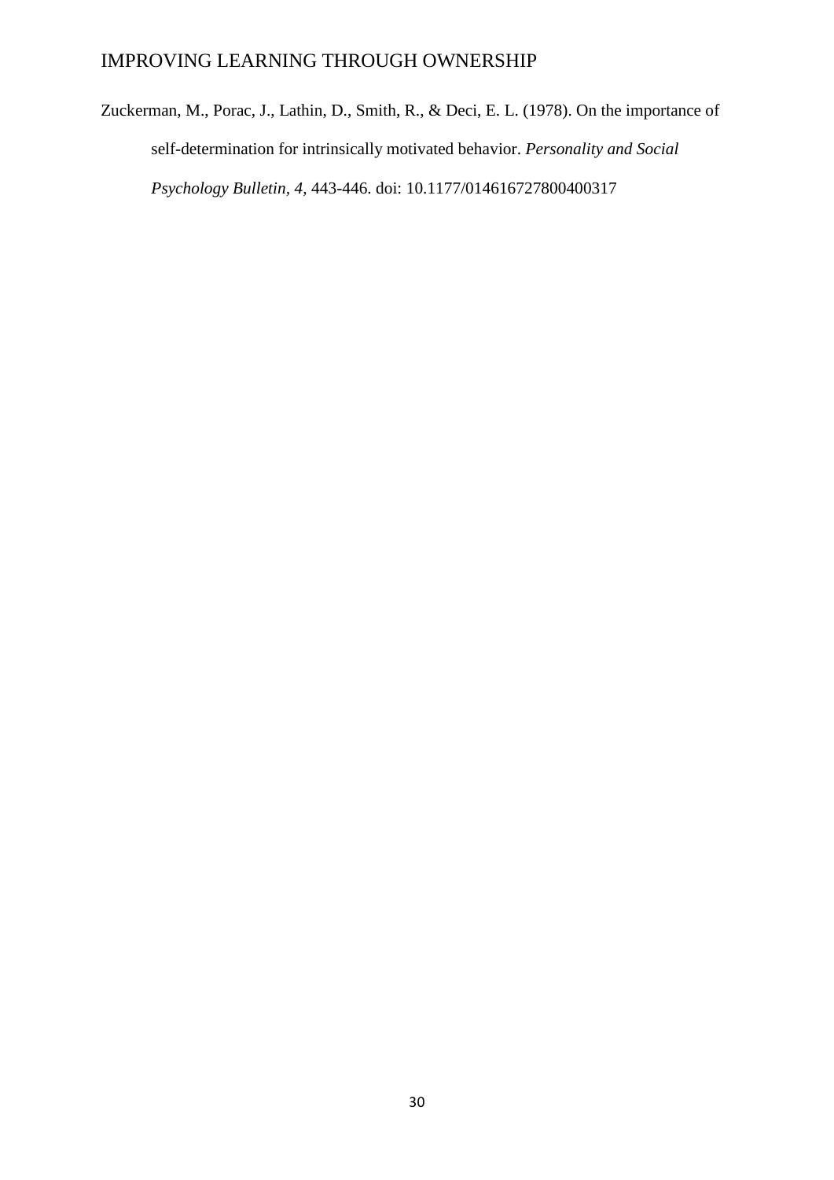Zuckerman, M., Porac, J., Lathin, D., Smith, R., & Deci, E. L. (1978). On the importance of self-determination for intrinsically motivated behavior. *Personality and Social Psychology Bulletin, 4,* 443-446. doi: 10.1177/014616727800400317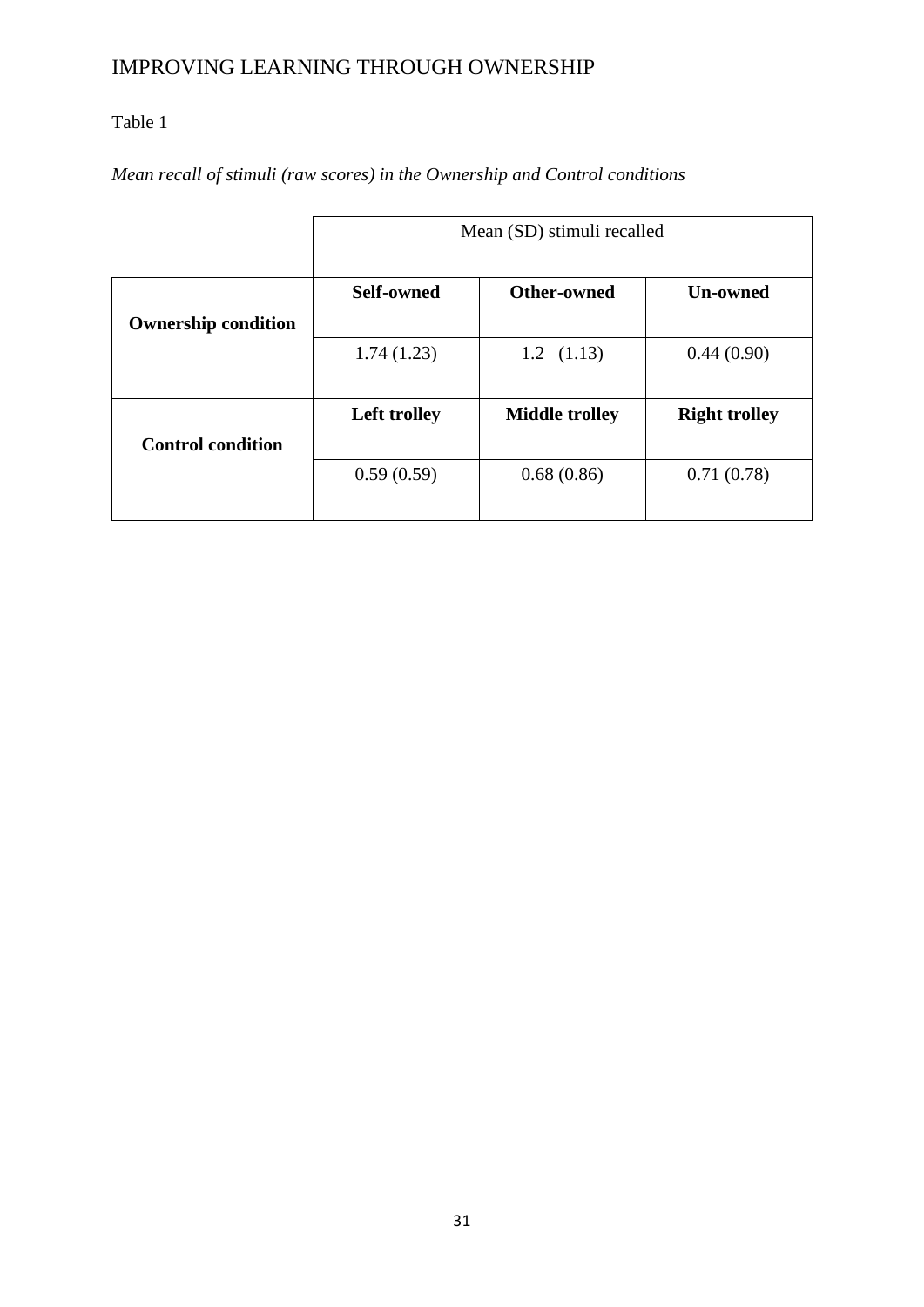Table 1

*Mean recall of stimuli (raw scores) in the Ownership and Control conditions*

| | Mean (SD) stimuli recalled | | |
|---|---|---|---|
| **Ownership condition** | **Self-owned** | **Other-owned** | **Un-owned** |
| | 1.74 (1.23) | 1.2 (1.13) | 0.44 (0.90) |
| **Control condition** | **Left trolley** | **Middle trolley** | **Right trolley** |
| | 0.59 (0.59) | 0.68 (0.86) | 0.71 (0.78) |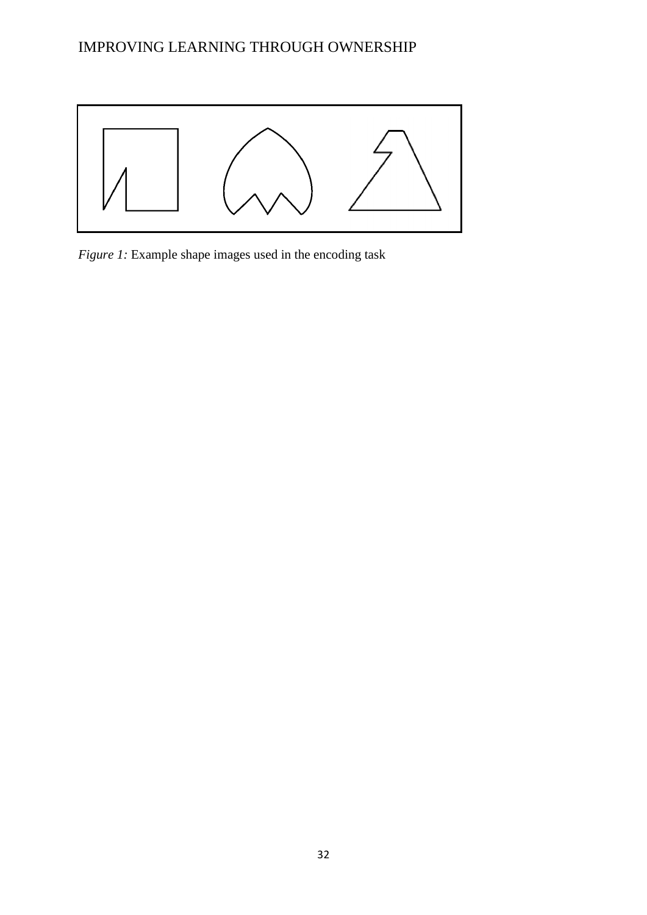*Figure 1:* Example shape images used in the encoding task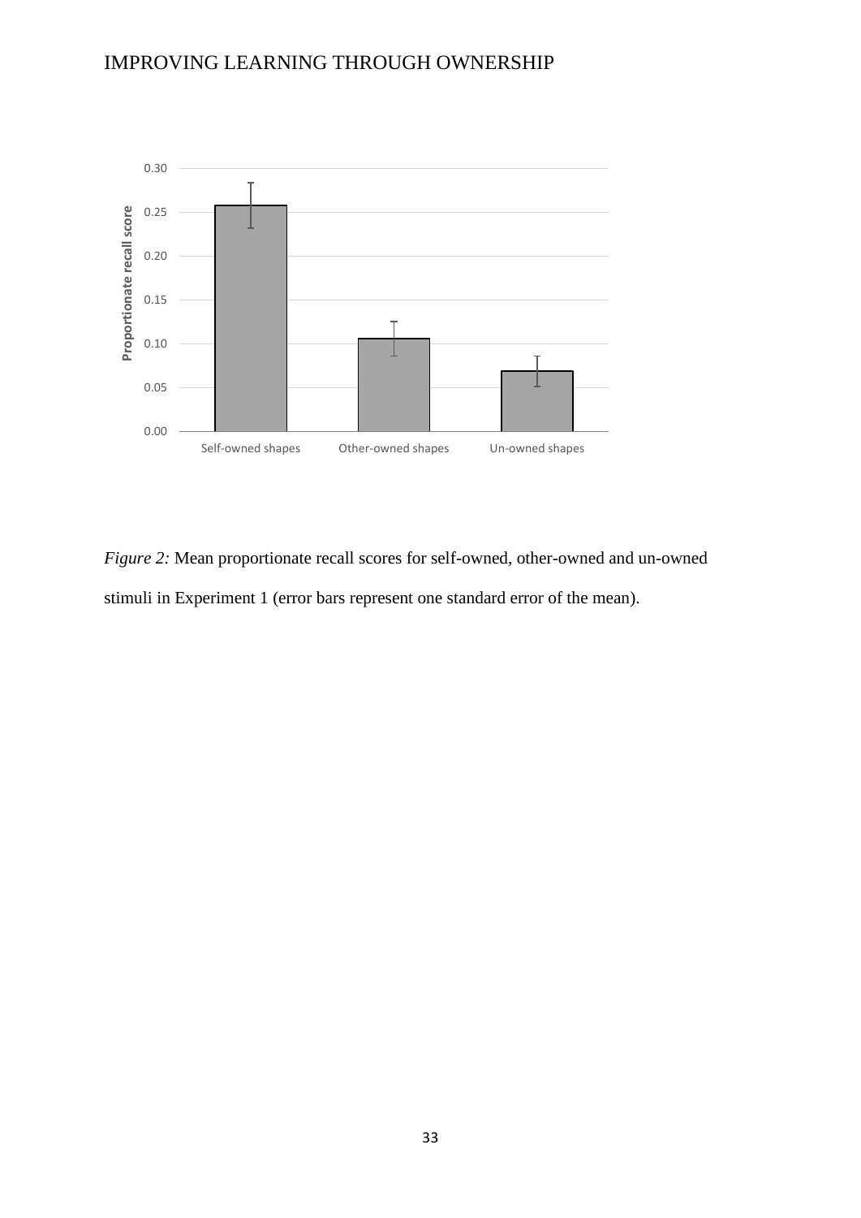*Figure 2:* Mean proportionate recall scores for self-owned, other-owned and un-owned stimuli in Experiment 1 (error bars represent one standard error of the mean).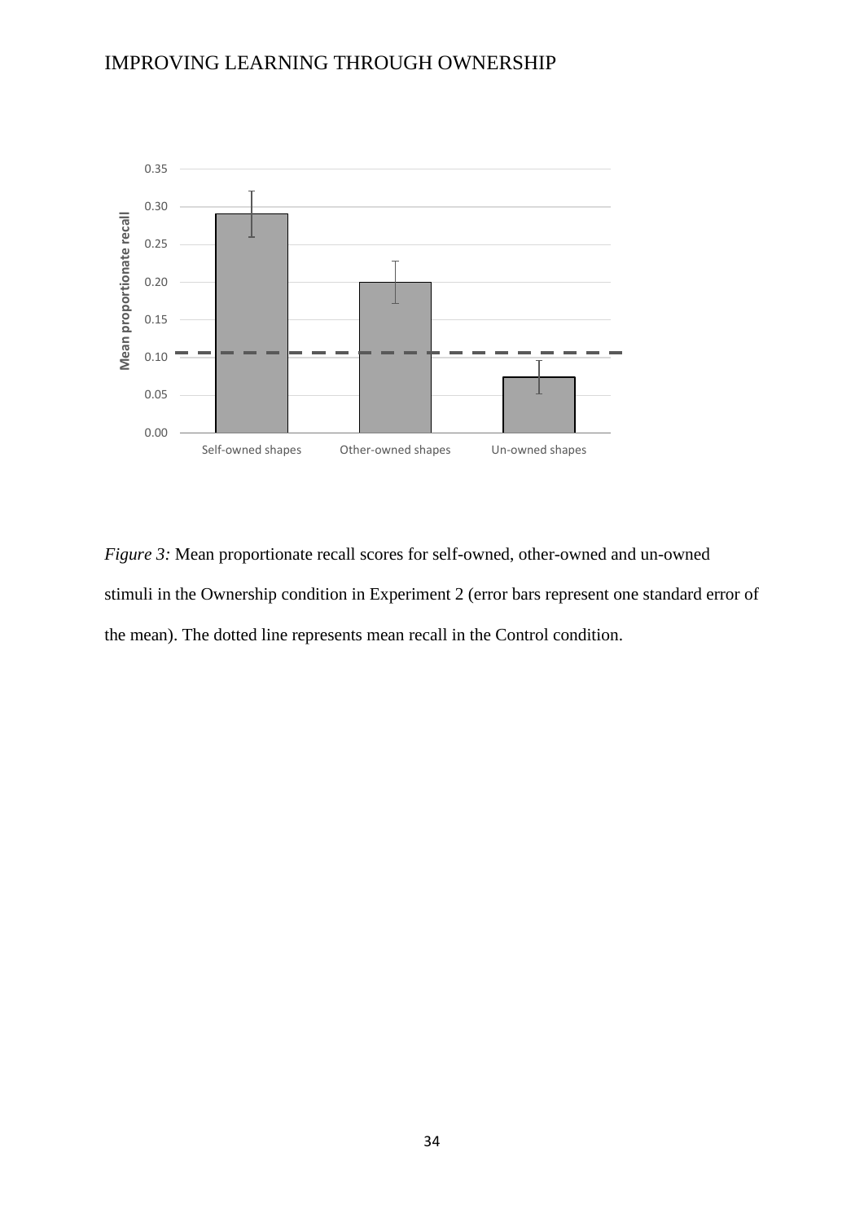0.35
0.30
0.25
0.20
0.15
0.10
0.05
0.00

Mean proportionate recall

Self-owned shapes
Other-owned shapes
Un-owned shapes

*Figure 3:* Mean proportionate recall scores for self-owned, other-owned and un-owned stimuli in the Ownership condition in Experiment 2 (error bars represent one standard error of the mean). The dotted line represents mean recall in the Control condition.